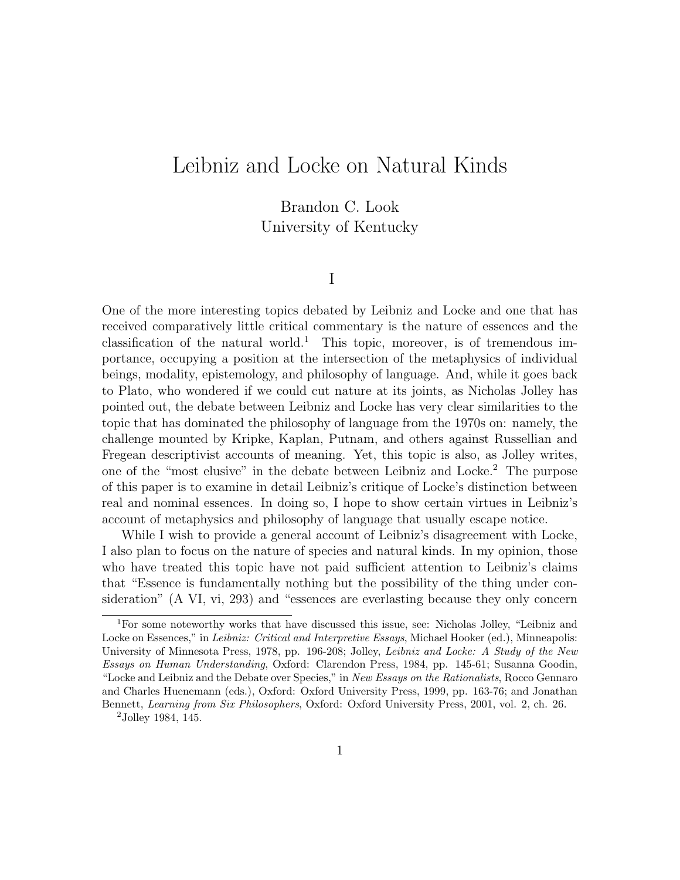# Leibniz and Locke on Natural Kinds

Brandon C. Look
University of Kentucky

## I

One of the more interesting topics debated by Leibniz and Locke and one that has received comparatively little critical commentary is the nature of essences and the classification of the natural world.[1] This topic, moreover, is of tremendous importance, occupying a position at the intersection of the metaphysics of individual beings, modality, epistemology, and philosophy of language. And, while it goes back to Plato, who wondered if we could cut nature at its joints, as Nicholas Jolley has pointed out, the debate between Leibniz and Locke has very clear similarities to the topic that has dominated the philosophy of language from the 1970s on: namely, the challenge mounted by Kripke, Kaplan, Putnam, and others against Russellian and Fregean descriptivist accounts of meaning. Yet, this topic is also, as Jolley writes, one of the "most elusive" in the debate between Leibniz and Locke.[2] The purpose of this paper is to examine in detail Leibniz's critique of Locke's distinction between real and nominal essences. In doing so, I hope to show certain virtues in Leibniz's account of metaphysics and philosophy of language that usually escape notice.

While I wish to provide a general account of Leibniz's disagreement with Locke, I also plan to focus on the nature of species and natural kinds. In my opinion, those who have treated this topic have not paid sufficient attention to Leibniz's claims that "Essence is fundamentally nothing but the possibility of the thing under consideration" (A VI, vi, 293) and "essences are everlasting because they only concern

---

[1] For some noteworthy works that have discussed this issue, see: Nicholas Jolley, "Leibniz and Locke on Essences," in *Leibniz: Critical and Interpretive Essays*, Michael Hooker (ed.), Minneapolis: University of Minnesota Press, 1978, pp. 196-208; Jolley, *Leibniz and Locke: A Study of the New Essays on Human Understanding*, Oxford: Clarendon Press, 1984, pp. 145-61; Susanna Goodin, "Locke and Leibniz and the Debate over Species," in *New Essays on the Rationalists*, Rocco Gennaro and Charles Huenemann (eds.), Oxford: Oxford University Press, 1999, pp. 163-76; and Jonathan Bennett, *Learning from Six Philosophers*, Oxford: Oxford University Press, 2001, vol. 2, ch. 26.

[2] Jolley 1984, 145.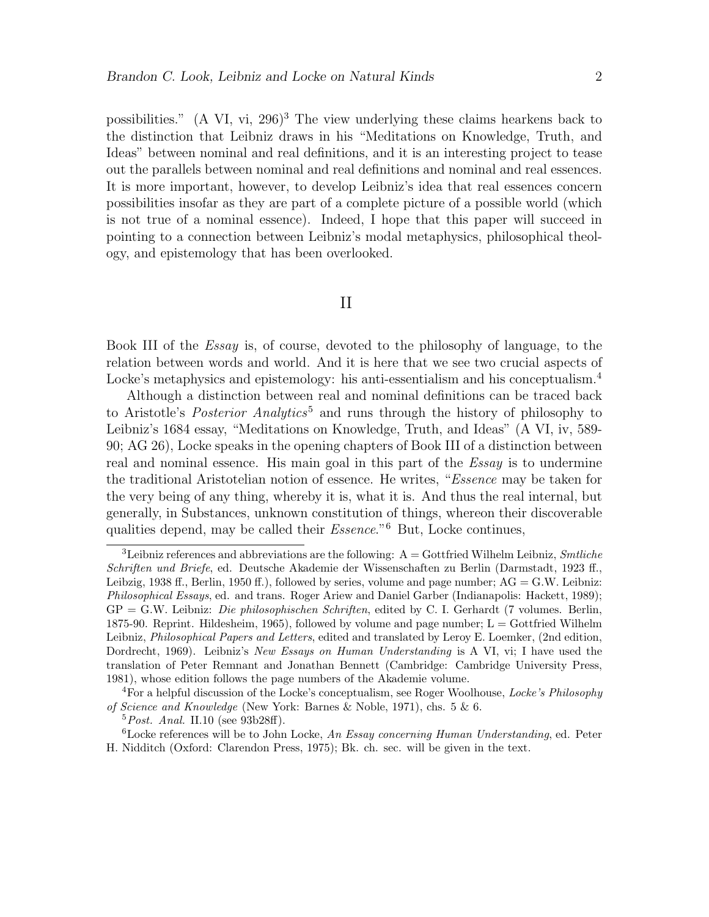possibilities." (A VI, vi, 296)[3] The view underlying these claims hearkens back to the distinction that Leibniz draws in his "Meditations on Knowledge, Truth, and Ideas" between nominal and real definitions, and it is an interesting project to tease out the parallels between nominal and real definitions and nominal and real essences. It is more important, however, to develop Leibniz's idea that real essences concern possibilities insofar as they are part of a complete picture of a possible world (which is not true of a nominal essence). Indeed, I hope that this paper will succeed in pointing to a connection between Leibniz's modal metaphysics, philosophical theology, and epistemology that has been overlooked.

## II

Book III of the *Essay* is, of course, devoted to the philosophy of language, to the relation between words and world. And it is here that we see two crucial aspects of Locke's metaphysics and epistemology: his anti-essentialism and his conceptualism.[4]

Although a distinction between real and nominal definitions can be traced back to Aristotle's *Posterior Analytics*[5] and runs through the history of philosophy to Leibniz's 1684 essay, "Meditations on Knowledge, Truth, and Ideas" (A VI, iv, 589-90; AG 26), Locke speaks in the opening chapters of Book III of a distinction between real and nominal essence. His main goal in this part of the *Essay* is to undermine the traditional Aristotelian notion of essence. He writes, "*Essence* may be taken for the very being of any thing, whereby it is, what it is. And thus the real internal, but generally, in Substances, unknown constitution of things, whereon their discoverable qualities depend, may be called their *Essence*."[6] But, Locke continues,

[3] Leibniz references and abbreviations are the following: A = Gottfried Wilhelm Leibniz, *Smtliche Schriften und Briefe*, ed. Deutsche Akademie der Wissenschaften zu Berlin (Darmstadt, 1923 ff., Leibzig, 1938 ff., Berlin, 1950 ff.), followed by series, volume and page number; AG = G.W. Leibniz: *Philosophical Essays*, ed. and trans. Roger Ariew and Daniel Garber (Indianapolis: Hackett, 1989); GP = G.W. Leibniz: *Die philosophischen Schriften*, edited by C. I. Gerhardt (7 volumes. Berlin, 1875-90. Reprint. Hildesheim, 1965), followed by volume and page number; L = Gottfried Wilhelm Leibniz, *Philosophical Papers and Letters*, edited and translated by Leroy E. Loemker, (2nd edition, Dordrecht, 1969). Leibniz's *New Essays on Human Understanding* is A VI, vi; I have used the translation of Peter Remnant and Jonathan Bennett (Cambridge: Cambridge University Press, 1981), whose edition follows the page numbers of the Akademie volume.

[4] For a helpful discussion of the Locke's conceptualism, see Roger Woolhouse, *Locke's Philosophy of Science and Knowledge* (New York: Barnes & Noble, 1971), chs. 5 & 6.

[5] *Post. Anal.* II.10 (see 93b28ff).

[6] Locke references will be to John Locke, *An Essay concerning Human Understanding*, ed. Peter H. Nidditch (Oxford: Clarendon Press, 1975); Bk. ch. sec. will be given in the text.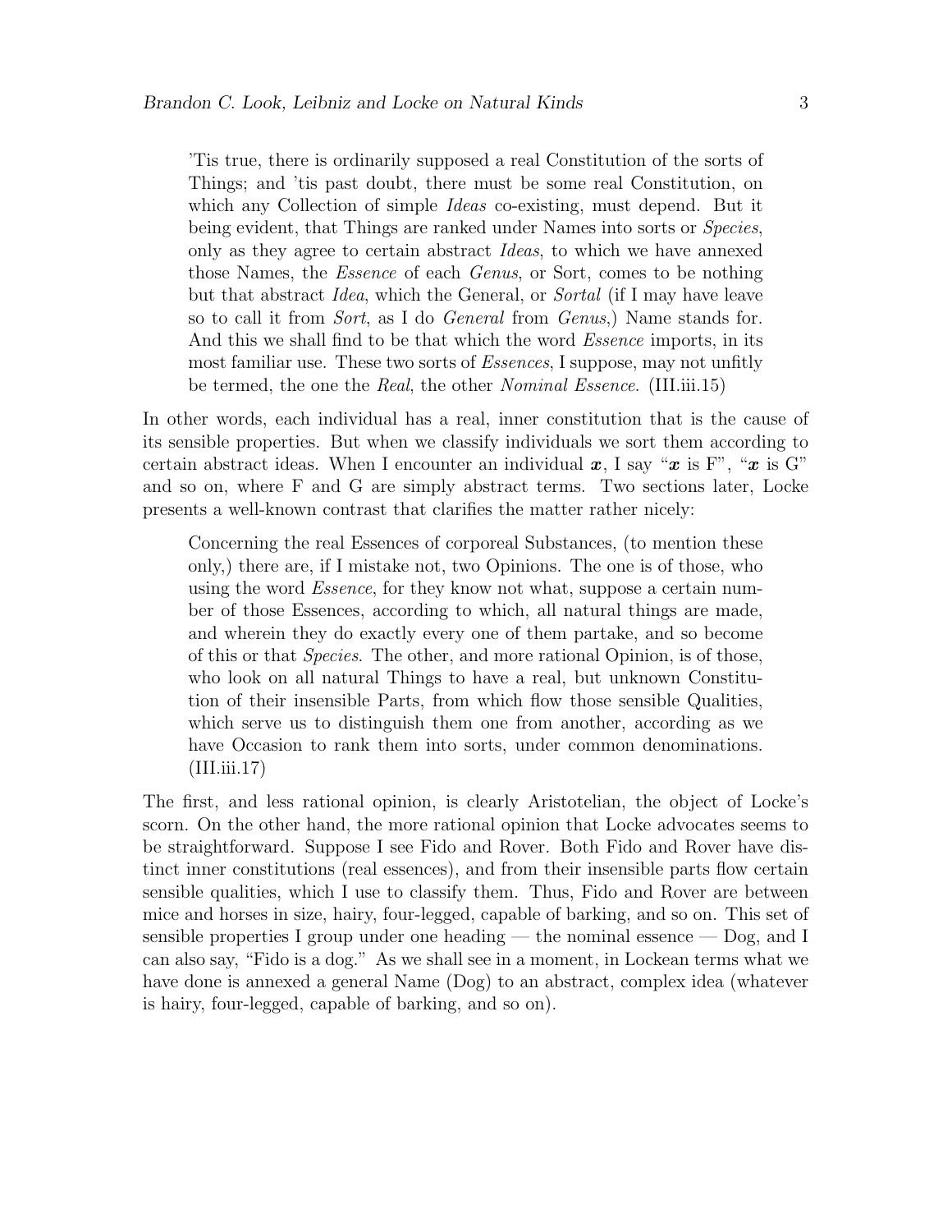> 'Tis true, there is ordinarily supposed a real Constitution of the sorts of Things; and 'tis past doubt, there must be some real Constitution, on which any Collection of simple *Ideas* co-existing, must depend. But it being evident, that Things are ranked under Names into sorts or *Species*, only as they agree to certain abstract *Ideas*, to which we have annexed those Names, the *Essence* of each *Genus*, or Sort, comes to be nothing but that abstract *Idea*, which the General, or *Sortal* (if I may have leave so to call it from *Sort*, as I do *General* from *Genus*,) Name stands for. And this we shall find to be that which the word *Essence* imports, in its most familiar use. These two sorts of *Essences*, I suppose, may not unfitly be termed, the one the *Real*, the other *Nominal Essence*. (III.iii.15)

In other words, each individual has a real, inner constitution that is the cause of its sensible properties. But when we classify individuals we sort them according to certain abstract ideas. When I encounter an individual $\boldsymbol{x}$, I say "$\boldsymbol{x}$ is F", "$\boldsymbol{x}$ is G" and so on, where F and G are simply abstract terms. Two sections later, Locke presents a well-known contrast that clarifies the matter rather nicely:

> Concerning the real Essences of corporeal Substances, (to mention these only,) there are, if I mistake not, two Opinions. The one is of those, who using the word *Essence*, for they know not what, suppose a certain number of those Essences, according to which, all natural things are made, and wherein they do exactly every one of them partake, and so become of this or that *Species*. The other, and more rational Opinion, is of those, who look on all natural Things to have a real, but unknown Constitution of their insensible Parts, from which flow those sensible Qualities, which serve us to distinguish them one from another, according as we have Occasion to rank them into sorts, under common denominations. (III.iii.17)

The first, and less rational opinion, is clearly Aristotelian, the object of Locke's scorn. On the other hand, the more rational opinion that Locke advocates seems to be straightforward. Suppose I see Fido and Rover. Both Fido and Rover have distinct inner constitutions (real essences), and from their insensible parts flow certain sensible qualities, which I use to classify them. Thus, Fido and Rover are between mice and horses in size, hairy, four-legged, capable of barking, and so on. This set of sensible properties I group under one heading — the nominal essence — Dog, and I can also say, "Fido is a dog." As we shall see in a moment, in Lockean terms what we have done is annexed a general Name (Dog) to an abstract, complex idea (whatever is hairy, four-legged, capable of barking, and so on).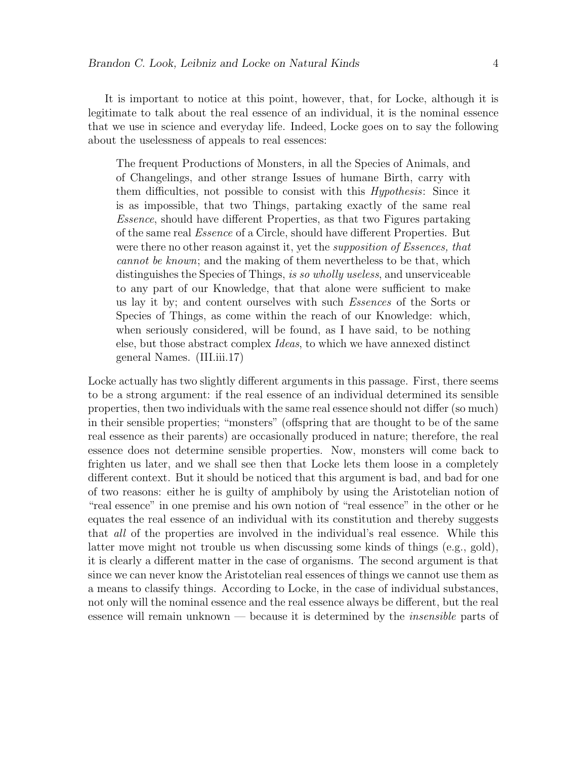It is important to notice at this point, however, that, for Locke, although it is legitimate to talk about the real essence of an individual, it is the nominal essence that we use in science and everyday life. Indeed, Locke goes on to say the following about the uselessness of appeals to real essences:

> The frequent Productions of Monsters, in all the Species of Animals, and of Changelings, and other strange Issues of humane Birth, carry with them difficulties, not possible to consist with this *Hypothesis*: Since it is as impossible, that two Things, partaking exactly of the same real *Essence*, should have different Properties, as that two Figures partaking of the same real *Essence* of a Circle, should have different Properties. But were there no other reason against it, yet the *supposition of Essences, that cannot be known*; and the making of them nevertheless to be that, which distinguishes the Species of Things, *is so wholly useless*, and unserviceable to any part of our Knowledge, that that alone were sufficient to make us lay it by; and content ourselves with such *Essences* of the Sorts or Species of Things, as come within the reach of our Knowledge: which, when seriously considered, will be found, as I have said, to be nothing else, but those abstract complex *Ideas*, to which we have annexed distinct general Names. (III.iii.17)

Locke actually has two slightly different arguments in this passage. First, there seems to be a strong argument: if the real essence of an individual determined its sensible properties, then two individuals with the same real essence should not differ (so much) in their sensible properties; "monsters" (offspring that are thought to be of the same real essence as their parents) are occasionally produced in nature; therefore, the real essence does not determine sensible properties. Now, monsters will come back to frighten us later, and we shall see then that Locke lets them loose in a completely different context. But it should be noticed that this argument is bad, and bad for one of two reasons: either he is guilty of amphiboly by using the Aristotelian notion of "real essence" in one premise and his own notion of "real essence" in the other or he equates the real essence of an individual with its constitution and thereby suggests that *all* of the properties are involved in the individual's real essence. While this latter move might not trouble us when discussing some kinds of things (e.g., gold), it is clearly a different matter in the case of organisms. The second argument is that since we can never know the Aristotelian real essences of things we cannot use them as a means to classify things. According to Locke, in the case of individual substances, not only will the nominal essence and the real essence always be different, but the real essence will remain unknown — because it is determined by the *insensible* parts of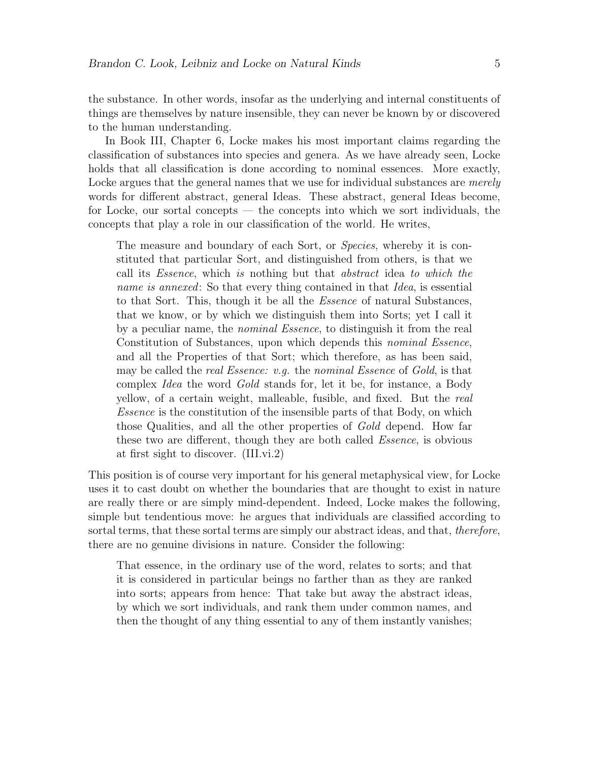the substance. In other words, insofar as the underlying and internal constituents of things are themselves by nature insensible, they can never be known by or discovered to the human understanding.

In Book III, Chapter 6, Locke makes his most important claims regarding the classification of substances into species and genera. As we have already seen, Locke holds that all classification is done according to nominal essences. More exactly, Locke argues that the general names that we use for individual substances are *merely* words for different abstract, general Ideas. These abstract, general Ideas become, for Locke, our sortal concepts — the concepts into which we sort individuals, the concepts that play a role in our classification of the world. He writes,

> The measure and boundary of each Sort, or *Species*, whereby it is constituted that particular Sort, and distinguished from others, is that we call its *Essence*, which *is* nothing but that *abstract* idea *to which the name is annexed*: So that every thing contained in that *Idea*, is essential to that Sort. This, though it be all the *Essence* of natural Substances, that we know, or by which we distinguish them into Sorts; yet I call it by a peculiar name, the *nominal Essence*, to distinguish it from the real Constitution of Substances, upon which depends this *nominal Essence*, and all the Properties of that Sort; which therefore, as has been said, may be called the *real Essence: v.g.* the *nominal Essence* of *Gold*, is that complex *Idea* the word *Gold* stands for, let it be, for instance, a Body yellow, of a certain weight, malleable, fusible, and fixed. But the *real Essence* is the constitution of the insensible parts of that Body, on which those Qualities, and all the other properties of *Gold* depend. How far these two are different, though they are both called *Essence*, is obvious at first sight to discover. (III.vi.2)

This position is of course very important for his general metaphysical view, for Locke uses it to cast doubt on whether the boundaries that are thought to exist in nature are really there or are simply mind-dependent. Indeed, Locke makes the following, simple but tendentious move: he argues that individuals are classified according to sortal terms, that these sortal terms are simply our abstract ideas, and that, *therefore*, there are no genuine divisions in nature. Consider the following:

> That essence, in the ordinary use of the word, relates to sorts; and that it is considered in particular beings no farther than as they are ranked into sorts; appears from hence: That take but away the abstract ideas, by which we sort individuals, and rank them under common names, and then the thought of any thing essential to any of them instantly vanishes;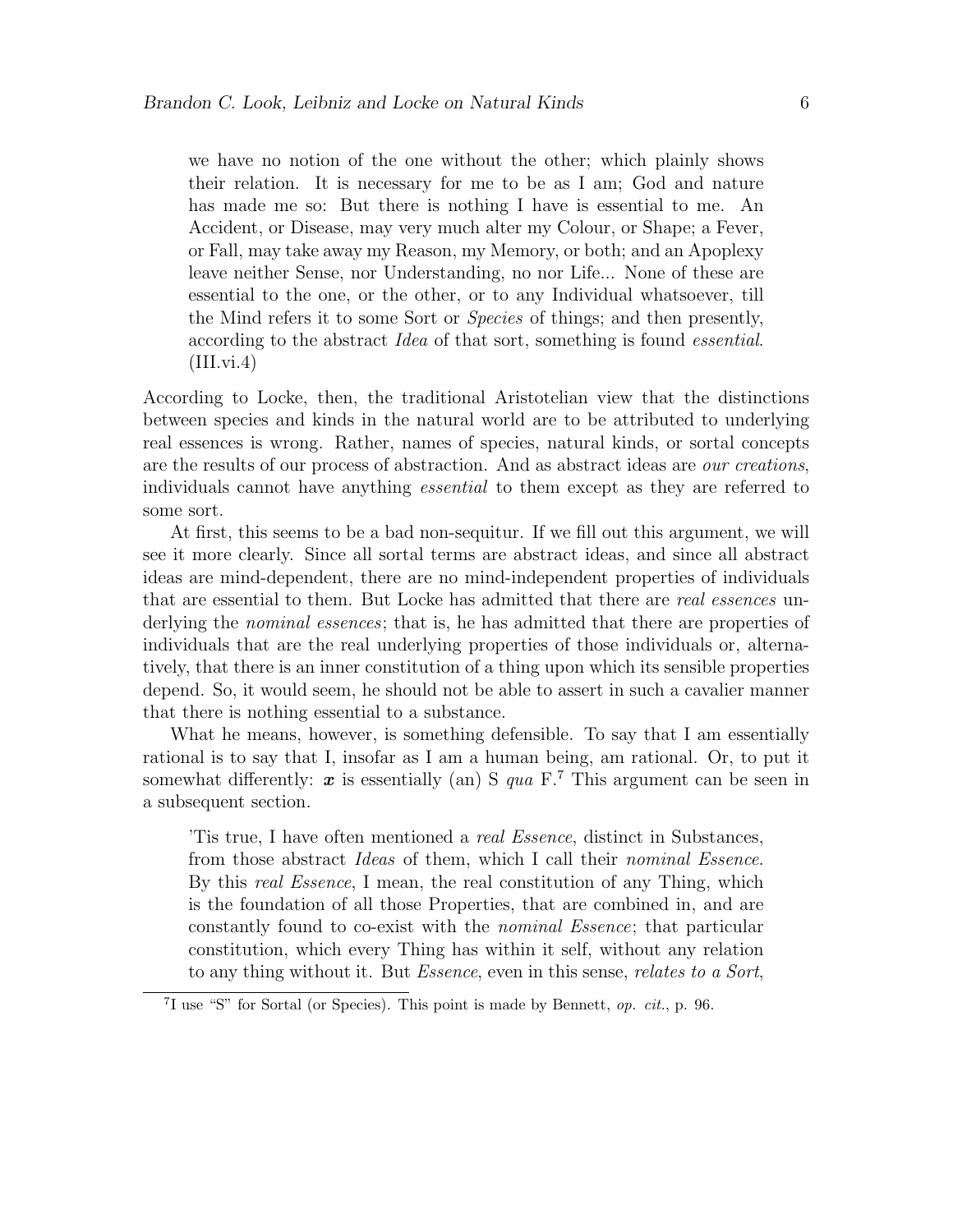> we have no notion of the one without the other; which plainly shows their relation. It is necessary for me to be as I am; God and nature has made me so: But there is nothing I have is essential to me. An Accident, or Disease, may very much alter my Colour, or Shape; a Fever, or Fall, may take away my Reason, my Memory, or both; and an Apoplexy leave neither Sense, nor Understanding, no nor Life... None of these are essential to the one, or the other, or to any Individual whatsoever, till the Mind refers it to some Sort or *Species* of things; and then presently, according to the abstract *Idea* of that sort, something is found *essential*. (III.vi.4)

According to Locke, then, the traditional Aristotelian view that the distinctions between species and kinds in the natural world are to be attributed to underlying real essences is wrong. Rather, names of species, natural kinds, or sortal concepts are the results of our process of abstraction. And as abstract ideas are *our creations*, individuals cannot have anything *essential* to them except as they are referred to some sort.

At first, this seems to be a bad non-sequitur. If we fill out this argument, we will see it more clearly. Since all sortal terms are abstract ideas, and since all abstract ideas are mind-dependent, there are no mind-independent properties of individuals that are essential to them. But Locke has admitted that there are *real essences* underlying the *nominal essences*; that is, he has admitted that there are properties of individuals that are the real underlying properties of those individuals or, alternatively, that there is an inner constitution of a thing upon which its sensible properties depend. So, it would seem, he should not be able to assert in such a cavalier manner that there is nothing essential to a substance.

What he means, however, is something defensible. To say that I am essentially rational is to say that I, insofar as I am a human being, am rational. Or, to put it somewhat differently: $\boldsymbol{x}$ is essentially (an) S *qua* F.[7] This argument can be seen in a subsequent section.

> 'Tis true, I have often mentioned a *real Essence*, distinct in Substances, from those abstract *Ideas* of them, which I call their *nominal Essence*. By this *real Essence*, I mean, the real constitution of any Thing, which is the foundation of all those Properties, that are combined in, and are constantly found to co-exist with the *nominal Essence*; that particular constitution, which every Thing has within it self, without any relation to any thing without it. But *Essence*, even in this sense, *relates to a Sort*,

[7] I use "S" for Sortal (or Species). This point is made by Bennett, *op. cit.*, p. 96.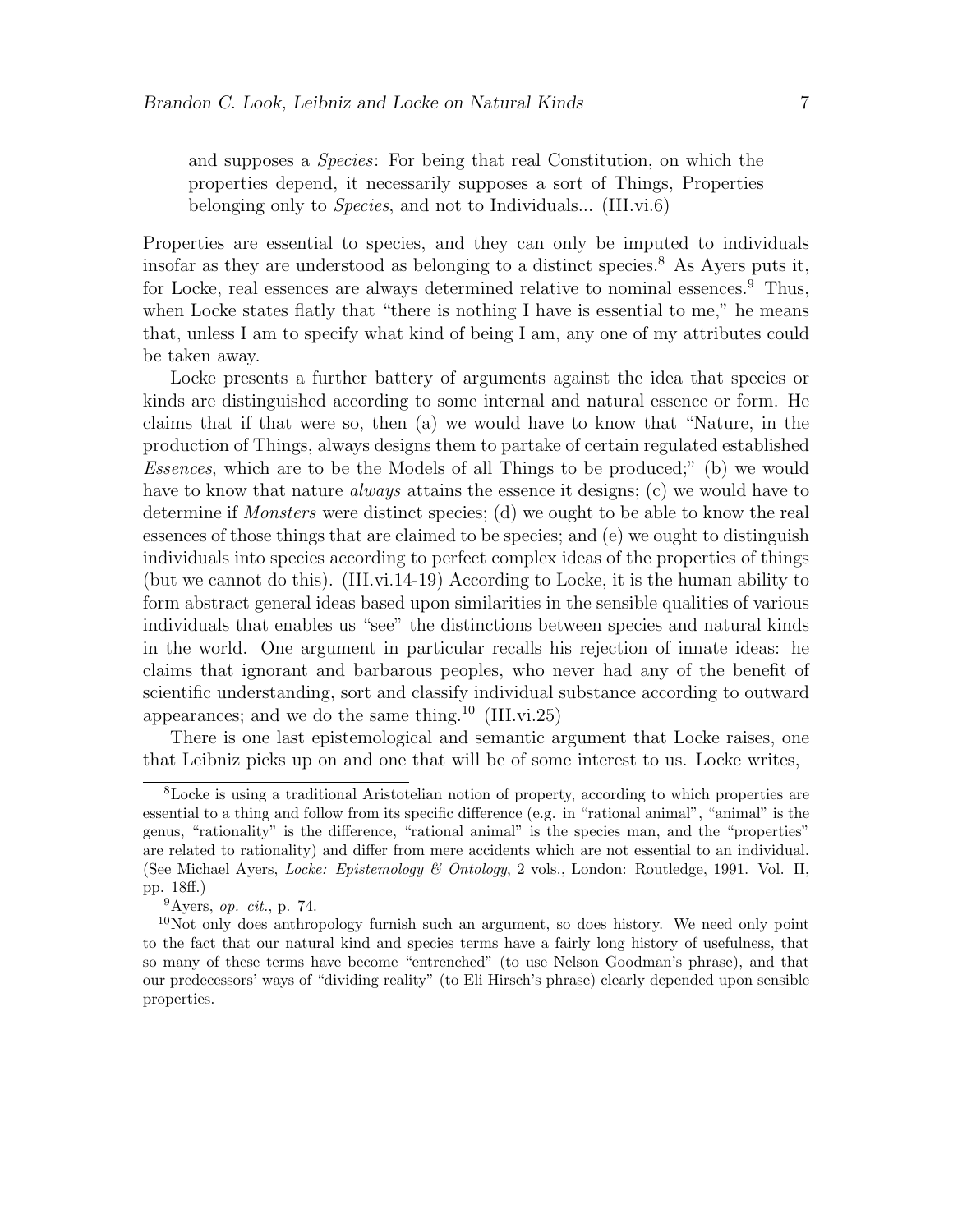> and supposes a *Species*: For being that real Constitution, on which the properties depend, it necessarily supposes a sort of Things, Properties belonging only to *Species*, and not to Individuals... (III.vi.6)

Properties are essential to species, and they can only be imputed to individuals insofar as they are understood as belonging to a distinct species.[8] As Ayers puts it, for Locke, real essences are always determined relative to nominal essences.[9] Thus, when Locke states flatly that "there is nothing I have is essential to me," he means that, unless I am to specify what kind of being I am, any one of my attributes could be taken away.

Locke presents a further battery of arguments against the idea that species or kinds are distinguished according to some internal and natural essence or form. He claims that if that were so, then (a) we would have to know that "Nature, in the production of Things, always designs them to partake of certain regulated established *Essences*, which are to be the Models of all Things to be produced;" (b) we would have to know that nature *always* attains the essence it designs; (c) we would have to determine if *Monsters* were distinct species; (d) we ought to be able to know the real essences of those things that are claimed to be species; and (e) we ought to distinguish individuals into species according to perfect complex ideas of the properties of things (but we cannot do this). (III.vi.14-19) According to Locke, it is the human ability to form abstract general ideas based upon similarities in the sensible qualities of various individuals that enables us "see" the distinctions between species and natural kinds in the world. One argument in particular recalls his rejection of innate ideas: he claims that ignorant and barbarous peoples, who never had any of the benefit of scientific understanding, sort and classify individual substance according to outward appearances; and we do the same thing.[10] (III.vi.25)

There is one last epistemological and semantic argument that Locke raises, one that Leibniz picks up on and one that will be of some interest to us. Locke writes,

---

[8] Locke is using a traditional Aristotelian notion of property, according to which properties are essential to a thing and follow from its specific difference (e.g. in "rational animal", "animal" is the genus, "rationality" is the difference, "rational animal" is the species man, and the "properties" are related to rationality) and differ from mere accidents which are not essential to an individual. (See Michael Ayers, *Locke: Epistemology & Ontology*, 2 vols., London: Routledge, 1991. Vol. II, pp. 18ff.)

[9] Ayers, *op. cit.*, p. 74.

[10] Not only does anthropology furnish such an argument, so does history. We need only point to the fact that our natural kind and species terms have a fairly long history of usefulness, that so many of these terms have become "entrenched" (to use Nelson Goodman's phrase), and that our predecessors' ways of "dividing reality" (to Eli Hirsch's phrase) clearly depended upon sensible properties.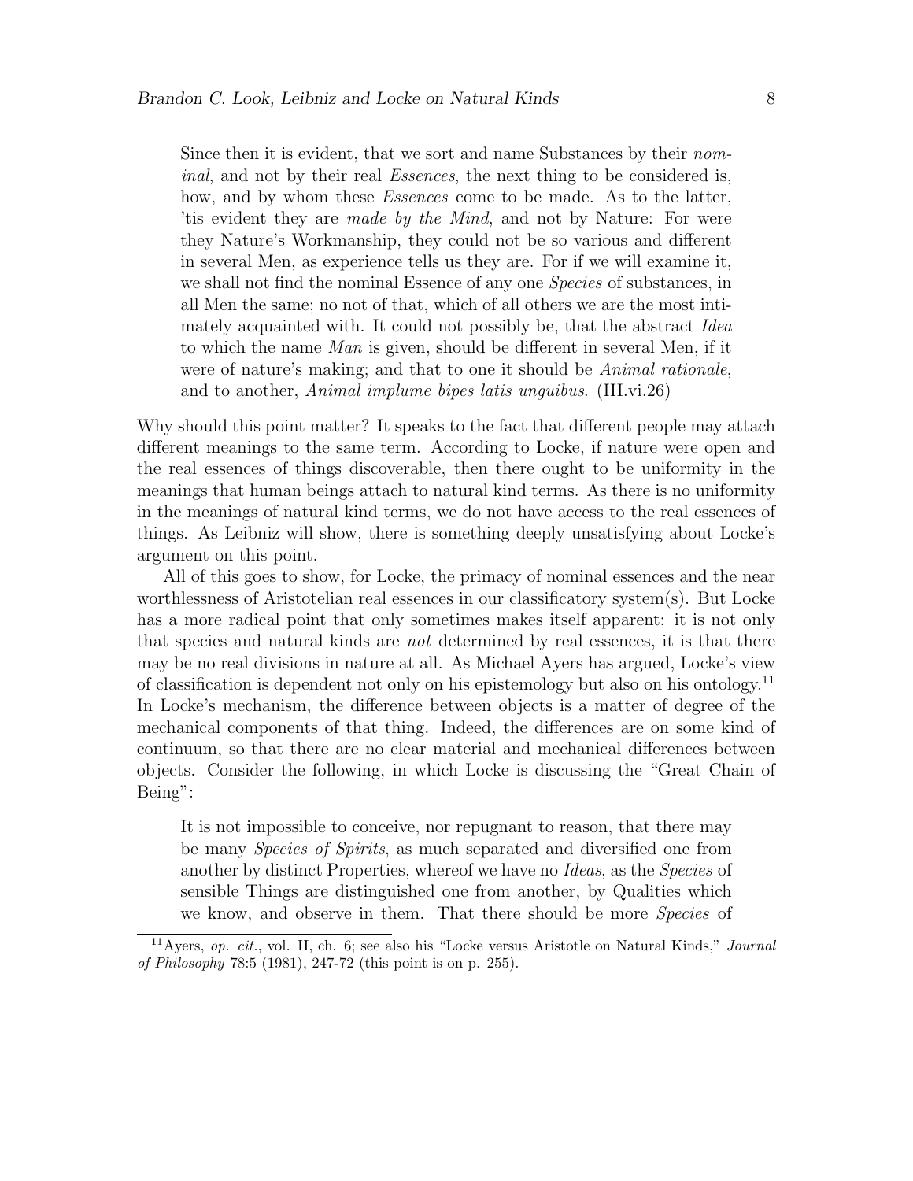> Since then it is evident, that we sort and name Substances by their *nominal*, and not by their real *Essences*, the next thing to be considered is, how, and by whom these *Essences* come to be made. As to the latter, 'tis evident they are *made by the Mind*, and not by Nature: For were they Nature's Workmanship, they could not be so various and different in several Men, as experience tells us they are. For if we will examine it, we shall not find the nominal Essence of any one *Species* of substances, in all Men the same; no not of that, which of all others we are the most intimately acquainted with. It could not possibly be, that the abstract *Idea* to which the name *Man* is given, should be different in several Men, if it were of nature's making; and that to one it should be *Animal rationale*, and to another, *Animal implume bipes latis unguibus*. (III.vi.26)

Why should this point matter? It speaks to the fact that different people may attach different meanings to the same term. According to Locke, if nature were open and the real essences of things discoverable, then there ought to be uniformity in the meanings that human beings attach to natural kind terms. As there is no uniformity in the meanings of natural kind terms, we do not have access to the real essences of things. As Leibniz will show, there is something deeply unsatisfying about Locke's argument on this point.

All of this goes to show, for Locke, the primacy of nominal essences and the near worthlessness of Aristotelian real essences in our classificatory system(s). But Locke has a more radical point that only sometimes makes itself apparent: it is not only that species and natural kinds are *not* determined by real essences, it is that there may be no real divisions in nature at all. As Michael Ayers has argued, Locke's view of classification is dependent not only on his epistemology but also on his ontology.[11] In Locke's mechanism, the difference between objects is a matter of degree of the mechanical components of that thing. Indeed, the differences are on some kind of continuum, so that there are no clear material and mechanical differences between objects. Consider the following, in which Locke is discussing the "Great Chain of Being":

> It is not impossible to conceive, nor repugnant to reason, that there may be many *Species of Spirits*, as much separated and diversified one from another by distinct Properties, whereof we have no *Ideas*, as the *Species* of sensible Things are distinguished one from another, by Qualities which we know, and observe in them. That there should be more *Species* of

[11] Ayers, *op. cit.*, vol. II, ch. 6; see also his "Locke versus Aristotle on Natural Kinds," *Journal of Philosophy* 78:5 (1981), 247-72 (this point is on p. 255).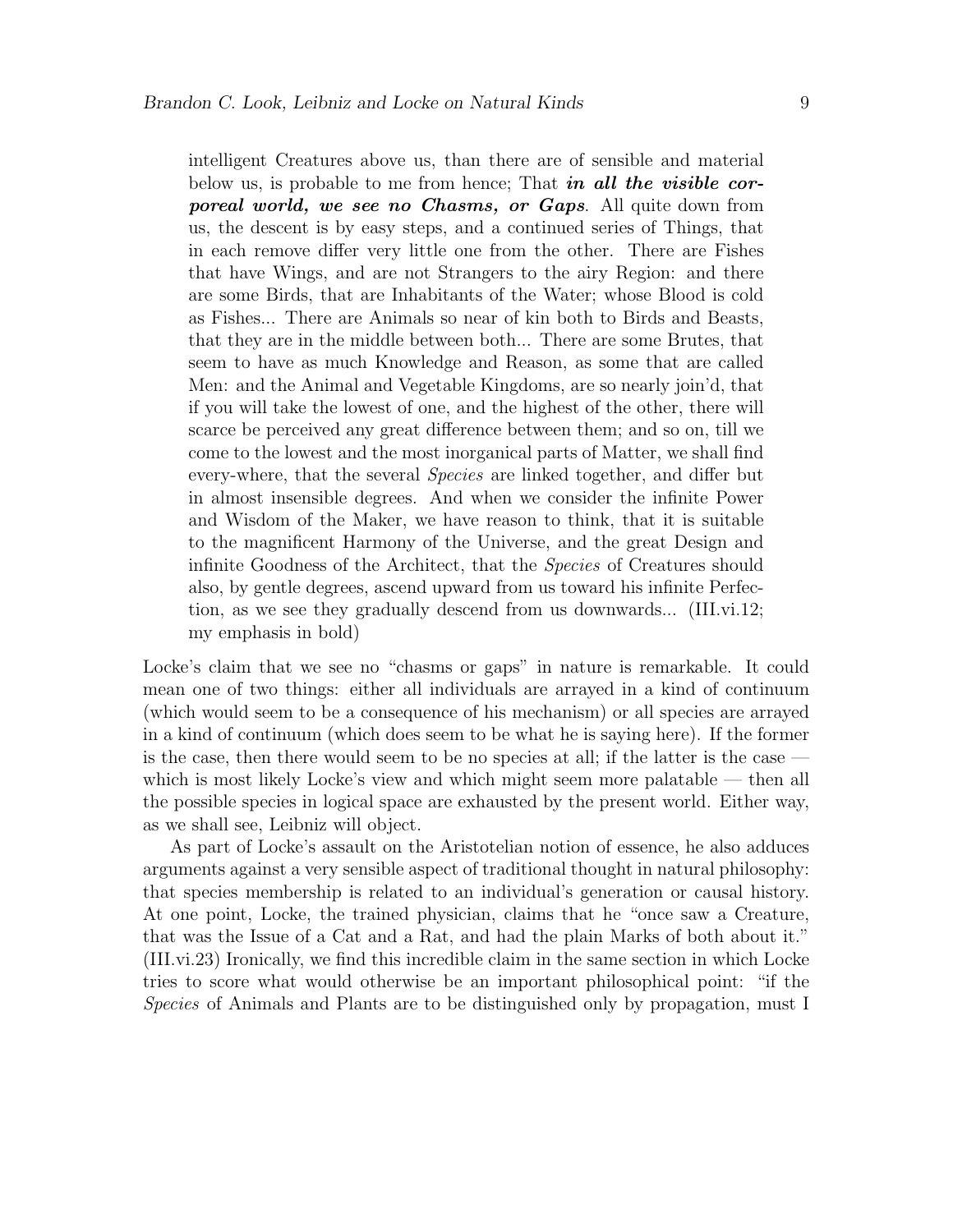> intelligent Creatures above us, than there are of sensible and material below us, is probable to me from hence; That ***in all the visible corporeal world, we see no Chasms, or Gaps***. All quite down from us, the descent is by easy steps, and a continued series of Things, that in each remove differ very little one from the other. There are Fishes that have Wings, and are not Strangers to the airy Region: and there are some Birds, that are Inhabitants of the Water; whose Blood is cold as Fishes... There are Animals so near of kin both to Birds and Beasts, that they are in the middle between both... There are some Brutes, that seem to have as much Knowledge and Reason, as some that are called Men: and the Animal and Vegetable Kingdoms, are so nearly join'd, that if you will take the lowest of one, and the highest of the other, there will scarce be perceived any great difference between them; and so on, till we come to the lowest and the most inorganical parts of Matter, we shall find every-where, that the several *Species* are linked together, and differ but in almost insensible degrees. And when we consider the infinite Power and Wisdom of the Maker, we have reason to think, that it is suitable to the magnificent Harmony of the Universe, and the great Design and infinite Goodness of the Architect, that the *Species* of Creatures should also, by gentle degrees, ascend upward from us toward his infinite Perfection, as we see they gradually descend from us downwards... (III.vi.12; my emphasis in bold)

Locke's claim that we see no "chasms or gaps" in nature is remarkable. It could mean one of two things: either all individuals are arrayed in a kind of continuum (which would seem to be a consequence of his mechanism) or all species are arrayed in a kind of continuum (which does seem to be what he is saying here). If the former is the case, then there would seem to be no species at all; if the latter is the case — which is most likely Locke's view and which might seem more palatable — then all the possible species in logical space are exhausted by the present world. Either way, as we shall see, Leibniz will object.

As part of Locke's assault on the Aristotelian notion of essence, he also adduces arguments against a very sensible aspect of traditional thought in natural philosophy: that species membership is related to an individual's generation or causal history. At one point, Locke, the trained physician, claims that he "once saw a Creature, that was the Issue of a Cat and a Rat, and had the plain Marks of both about it." (III.vi.23) Ironically, we find this incredible claim in the same section in which Locke tries to score what would otherwise be an important philosophical point: "if the *Species* of Animals and Plants are to be distinguished only by propagation, must I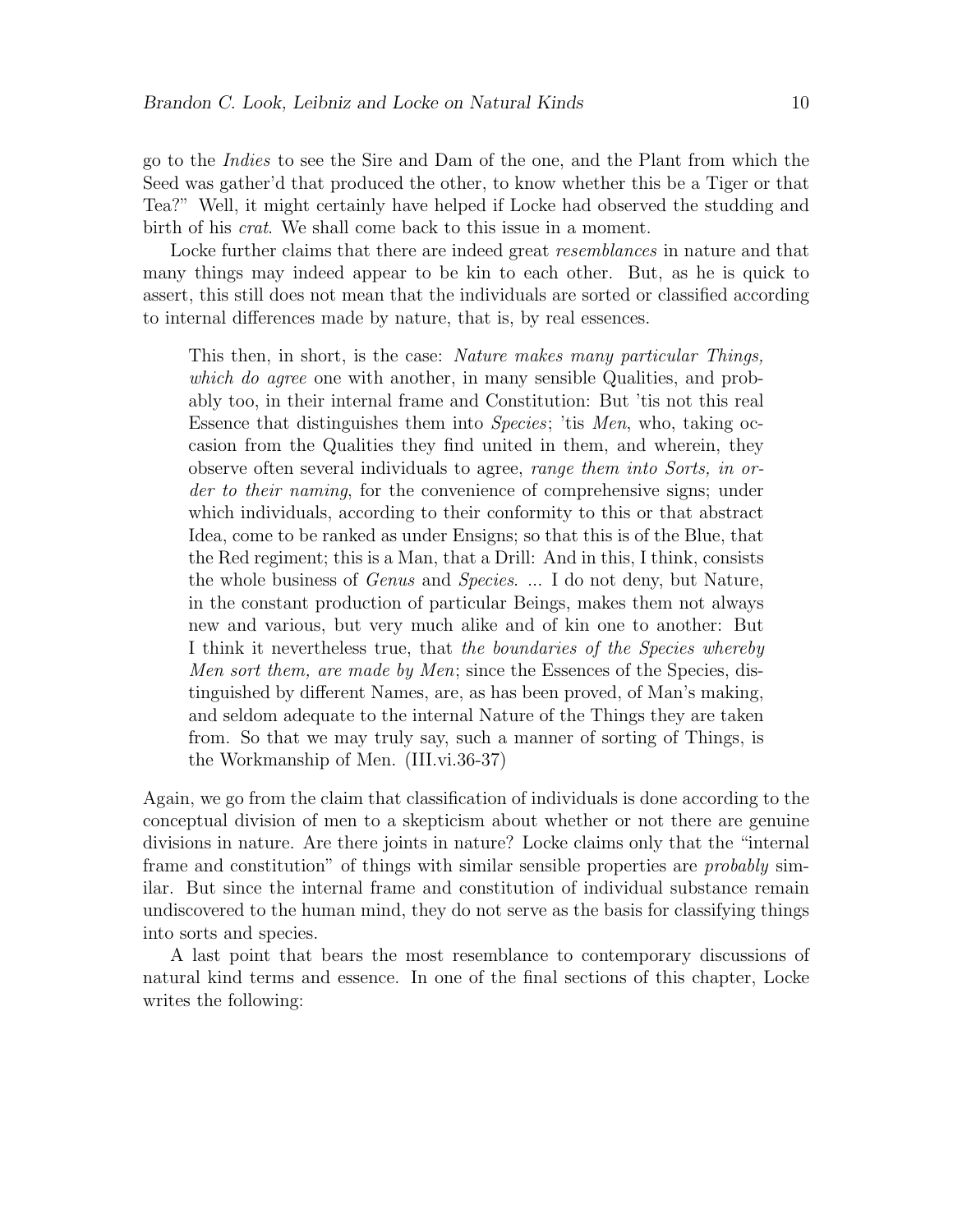go to the *Indies* to see the Sire and Dam of the one, and the Plant from which the Seed was gather'd that produced the other, to know whether this be a Tiger or that Tea?" Well, it might certainly have helped if Locke had observed the studding and birth of his *crat*. We shall come back to this issue in a moment.

Locke further claims that there are indeed great *resemblances* in nature and that many things may indeed appear to be kin to each other. But, as he is quick to assert, this still does not mean that the individuals are sorted or classified according to internal differences made by nature, that is, by real essences.

> This then, in short, is the case: *Nature makes many particular Things, which do agree* one with another, in many sensible Qualities, and probably too, in their internal frame and Constitution: But 'tis not this real Essence that distinguishes them into *Species*; 'tis *Men*, who, taking occasion from the Qualities they find united in them, and wherein, they observe often several individuals to agree, *range them into Sorts, in order to their naming*, for the convenience of comprehensive signs; under which individuals, according to their conformity to this or that abstract Idea, come to be ranked as under Ensigns; so that this is of the Blue, that the Red regiment; this is a Man, that a Drill: And in this, I think, consists the whole business of *Genus* and *Species*. ... I do not deny, but Nature, in the constant production of particular Beings, makes them not always new and various, but very much alike and of kin one to another: But I think it nevertheless true, that *the boundaries of the Species whereby Men sort them, are made by Men*; since the Essences of the Species, distinguished by different Names, are, as has been proved, of Man's making, and seldom adequate to the internal Nature of the Things they are taken from. So that we may truly say, such a manner of sorting of Things, is the Workmanship of Men. (III.vi.36-37)

Again, we go from the claim that classification of individuals is done according to the conceptual division of men to a skepticism about whether or not there are genuine divisions in nature. Are there joints in nature? Locke claims only that the "internal frame and constitution" of things with similar sensible properties are *probably* similar. But since the internal frame and constitution of individual substance remain undiscovered to the human mind, they do not serve as the basis for classifying things into sorts and species.

A last point that bears the most resemblance to contemporary discussions of natural kind terms and essence. In one of the final sections of this chapter, Locke writes the following: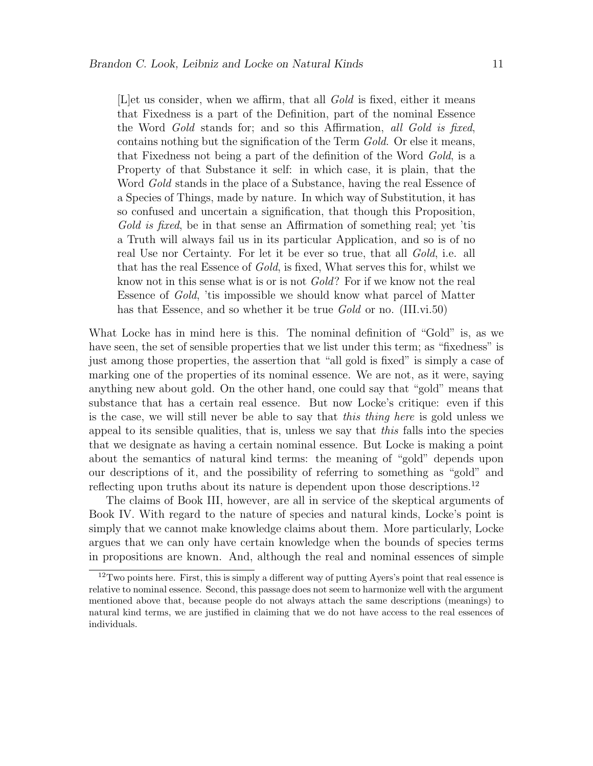> [L]et us consider, when we affirm, that all *Gold* is fixed, either it means that Fixedness is a part of the Definition, part of the nominal Essence the Word *Gold* stands for; and so this Affirmation, *all Gold is fixed*, contains nothing but the signification of the Term *Gold*. Or else it means, that Fixedness not being a part of the definition of the Word *Gold*, is a Property of that Substance it self: in which case, it is plain, that the Word *Gold* stands in the place of a Substance, having the real Essence of a Species of Things, made by nature. In which way of Substitution, it has so confused and uncertain a signification, that though this Proposition, *Gold is fixed*, be in that sense an Affirmation of something real; yet 'tis a Truth will always fail us in its particular Application, and so is of no real Use nor Certainty. For let it be ever so true, that all *Gold*, i.e. all that has the real Essence of *Gold*, is fixed, What serves this for, whilst we know not in this sense what is or is not *Gold*? For if we know not the real Essence of *Gold*, 'tis impossible we should know what parcel of Matter has that Essence, and so whether it be true *Gold* or no. (III.vi.50)

What Locke has in mind here is this. The nominal definition of "Gold" is, as we have seen, the set of sensible properties that we list under this term; as "fixedness" is just among those properties, the assertion that "all gold is fixed" is simply a case of marking one of the properties of its nominal essence. We are not, as it were, saying anything new about gold. On the other hand, one could say that "gold" means that substance that has a certain real essence. But now Locke's critique: even if this is the case, we will still never be able to say that *this thing here* is gold unless we appeal to its sensible qualities, that is, unless we say that *this* falls into the species that we designate as having a certain nominal essence. But Locke is making a point about the semantics of natural kind terms: the meaning of "gold" depends upon our descriptions of it, and the possibility of referring to something as "gold" and reflecting upon truths about its nature is dependent upon those descriptions.[12]

The claims of Book III, however, are all in service of the skeptical arguments of Book IV. With regard to the nature of species and natural kinds, Locke's point is simply that we cannot make knowledge claims about them. More particularly, Locke argues that we can only have certain knowledge when the bounds of species terms in propositions are known. And, although the real and nominal essences of simple

[12] Two points here. First, this is simply a different way of putting Ayers's point that real essence is relative to nominal essence. Second, this passage does not seem to harmonize well with the argument mentioned above that, because people do not always attach the same descriptions (meanings) to natural kind terms, we are justified in claiming that we do not have access to the real essences of individuals.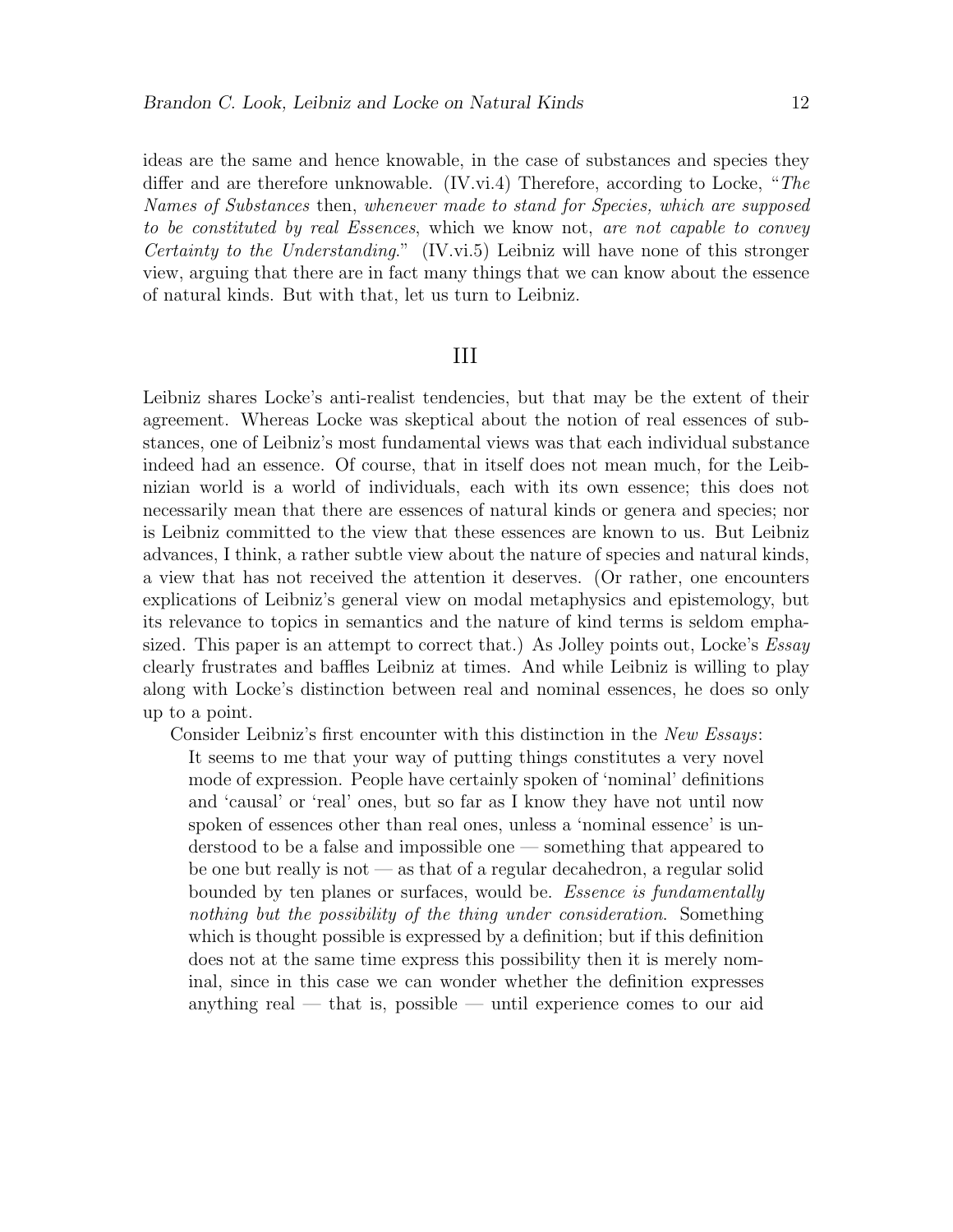ideas are the same and hence knowable, in the case of substances and species they differ and are therefore unknowable. (IV.vi.4) Therefore, according to Locke, "*The Names of Substances* then, *whenever made to stand for Species, which are supposed to be constituted by real Essences*, which we know not, *are not capable to convey Certainty to the Understanding*." (IV.vi.5) Leibniz will have none of this stronger view, arguing that there are in fact many things that we can know about the essence of natural kinds. But with that, let us turn to Leibniz.

## III

Leibniz shares Locke's anti-realist tendencies, but that may be the extent of their agreement. Whereas Locke was skeptical about the notion of real essences of substances, one of Leibniz's most fundamental views was that each individual substance indeed had an essence. Of course, that in itself does not mean much, for the Leibnizian world is a world of individuals, each with its own essence; this does not necessarily mean that there are essences of natural kinds or genera and species; nor is Leibniz committed to the view that these essences are known to us. But Leibniz advances, I think, a rather subtle view about the nature of species and natural kinds, a view that has not received the attention it deserves. (Or rather, one encounters explications of Leibniz's general view on modal metaphysics and epistemology, but its relevance to topics in semantics and the nature of kind terms is seldom emphasized. This paper is an attempt to correct that.) As Jolley points out, Locke's *Essay* clearly frustrates and baffles Leibniz at times. And while Leibniz is willing to play along with Locke's distinction between real and nominal essences, he does so only up to a point.

Consider Leibniz's first encounter with this distinction in the *New Essays*:

> It seems to me that your way of putting things constitutes a very novel mode of expression. People have certainly spoken of 'nominal' definitions and 'causal' or 'real' ones, but so far as I know they have not until now spoken of essences other than real ones, unless a 'nominal essence' is understood to be a false and impossible one — something that appeared to be one but really is not — as that of a regular decahedron, a regular solid bounded by ten planes or surfaces, would be. *Essence is fundamentally nothing but the possibility of the thing under consideration*. Something which is thought possible is expressed by a definition; but if this definition does not at the same time express this possibility then it is merely nominal, since in this case we can wonder whether the definition expresses anything real — that is, possible — until experience comes to our aid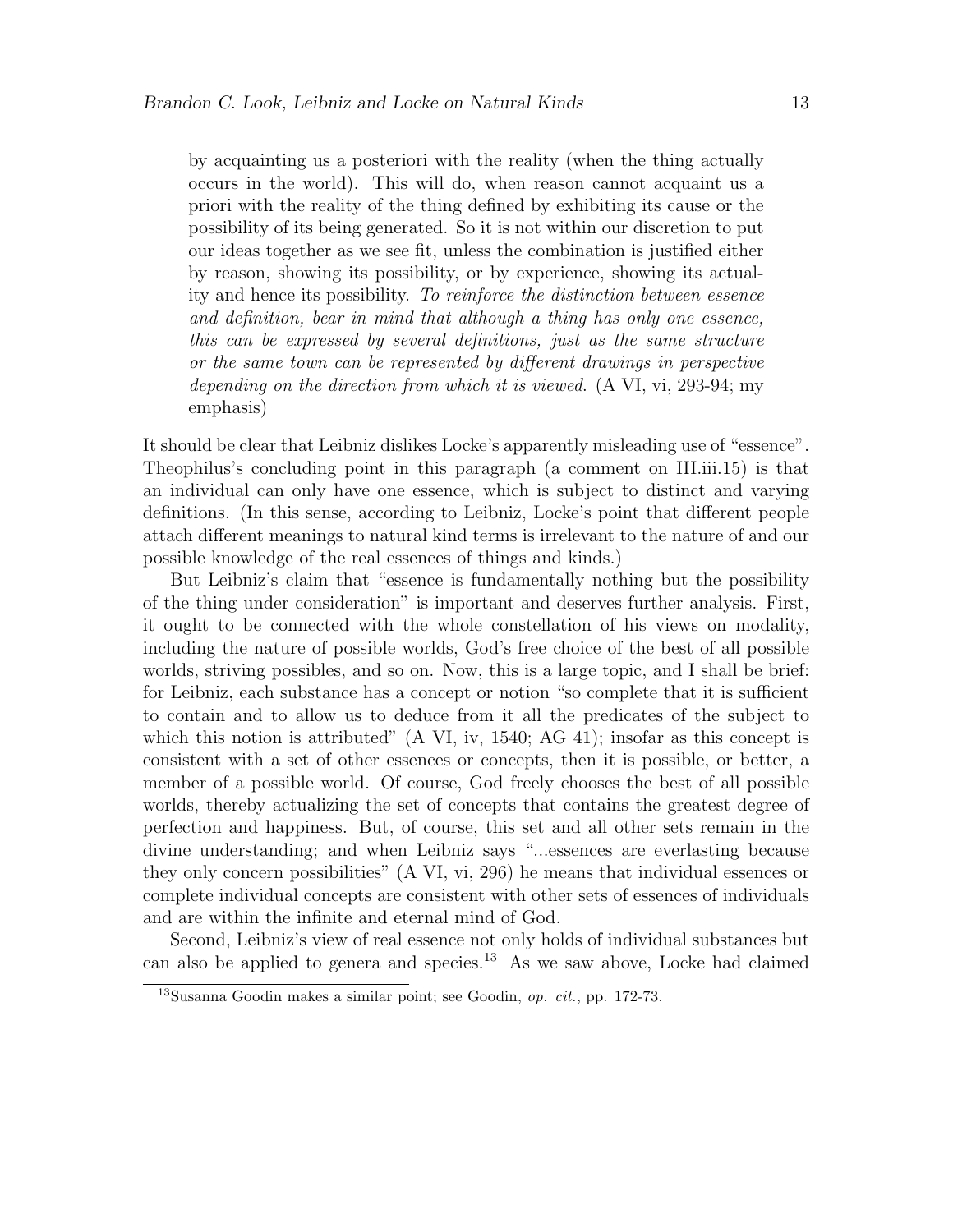> by acquainting us a posteriori with the reality (when the thing actually occurs in the world). This will do, when reason cannot acquaint us a priori with the reality of the thing defined by exhibiting its cause or the possibility of its being generated. So it is not within our discretion to put our ideas together as we see fit, unless the combination is justified either by reason, showing its possibility, or by experience, showing its actuality and hence its possibility. *To reinforce the distinction between essence and definition, bear in mind that although a thing has only one essence, this can be expressed by several definitions, just as the same structure or the same town can be represented by different drawings in perspective depending on the direction from which it is viewed*. (A VI, vi, 293-94; my emphasis)

It should be clear that Leibniz dislikes Locke's apparently misleading use of "essence". Theophilus's concluding point in this paragraph (a comment on III.iii.15) is that an individual can only have one essence, which is subject to distinct and varying definitions. (In this sense, according to Leibniz, Locke's point that different people attach different meanings to natural kind terms is irrelevant to the nature of and our possible knowledge of the real essences of things and kinds.)

But Leibniz's claim that "essence is fundamentally nothing but the possibility of the thing under consideration" is important and deserves further analysis. First, it ought to be connected with the whole constellation of his views on modality, including the nature of possible worlds, God's free choice of the best of all possible worlds, striving possibles, and so on. Now, this is a large topic, and I shall be brief: for Leibniz, each substance has a concept or notion "so complete that it is sufficient to contain and to allow us to deduce from it all the predicates of the subject to which this notion is attributed" (A VI, iv, 1540; AG 41); insofar as this concept is consistent with a set of other essences or concepts, then it is possible, or better, a member of a possible world. Of course, God freely chooses the best of all possible worlds, thereby actualizing the set of concepts that contains the greatest degree of perfection and happiness. But, of course, this set and all other sets remain in the divine understanding; and when Leibniz says "...essences are everlasting because they only concern possibilities" (A VI, vi, 296) he means that individual essences or complete individual concepts are consistent with other sets of essences of individuals and are within the infinite and eternal mind of God.

Second, Leibniz's view of real essence not only holds of individual substances but can also be applied to genera and species.[13] As we saw above, Locke had claimed

[13] Susanna Goodin makes a similar point; see Goodin, *op. cit.*, pp. 172-73.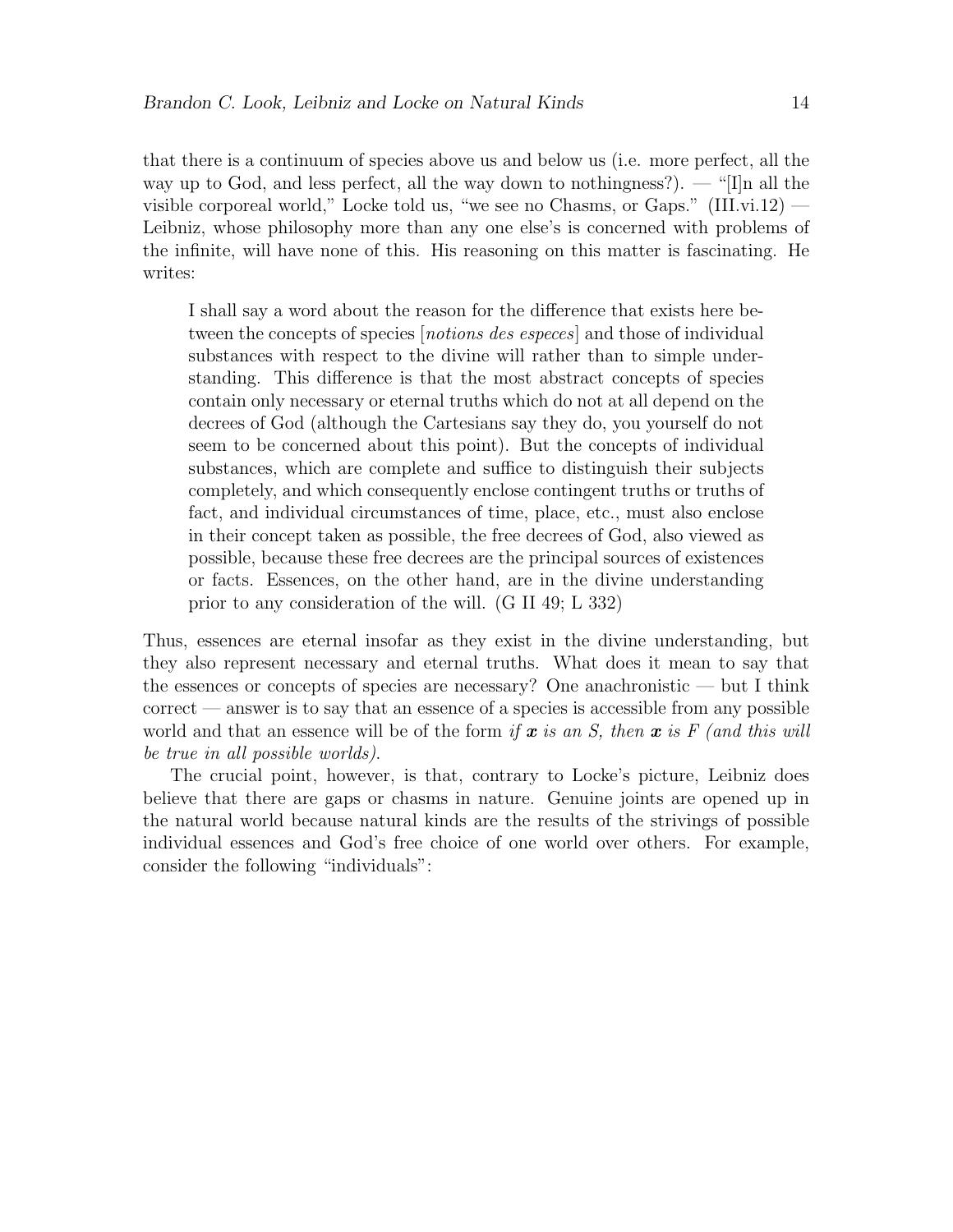that there is a continuum of species above us and below us (i.e. more perfect, all the way up to God, and less perfect, all the way down to nothingness?). — "[I]n all the visible corporeal world," Locke told us, "we see no Chasms, or Gaps." (III.vi.12) — Leibniz, whose philosophy more than any one else's is concerned with problems of the infinite, will have none of this. His reasoning on this matter is fascinating. He writes:

> I shall say a word about the reason for the difference that exists here between the concepts of species [*notions des especes*] and those of individual substances with respect to the divine will rather than to simple understanding. This difference is that the most abstract concepts of species contain only necessary or eternal truths which do not at all depend on the decrees of God (although the Cartesians say they do, you yourself do not seem to be concerned about this point). But the concepts of individual substances, which are complete and suffice to distinguish their subjects completely, and which consequently enclose contingent truths or truths of fact, and individual circumstances of time, place, etc., must also enclose in their concept taken as possible, the free decrees of God, also viewed as possible, because these free decrees are the principal sources of existences or facts. Essences, on the other hand, are in the divine understanding prior to any consideration of the will. (G II 49; L 332)

Thus, essences are eternal insofar as they exist in the divine understanding, but they also represent necessary and eternal truths. What does it mean to say that the essences or concepts of species are necessary? One anachronistic — but I think correct — answer is to say that an essence of a species is accessible from any possible world and that an essence will be of the form *if **x** is an S, then **x** is F (and this will be true in all possible worlds).*

The crucial point, however, is that, contrary to Locke's picture, Leibniz does believe that there are gaps or chasms in nature. Genuine joints are opened up in the natural world because natural kinds are the results of the strivings of possible individual essences and God's free choice of one world over others. For example, consider the following "individuals":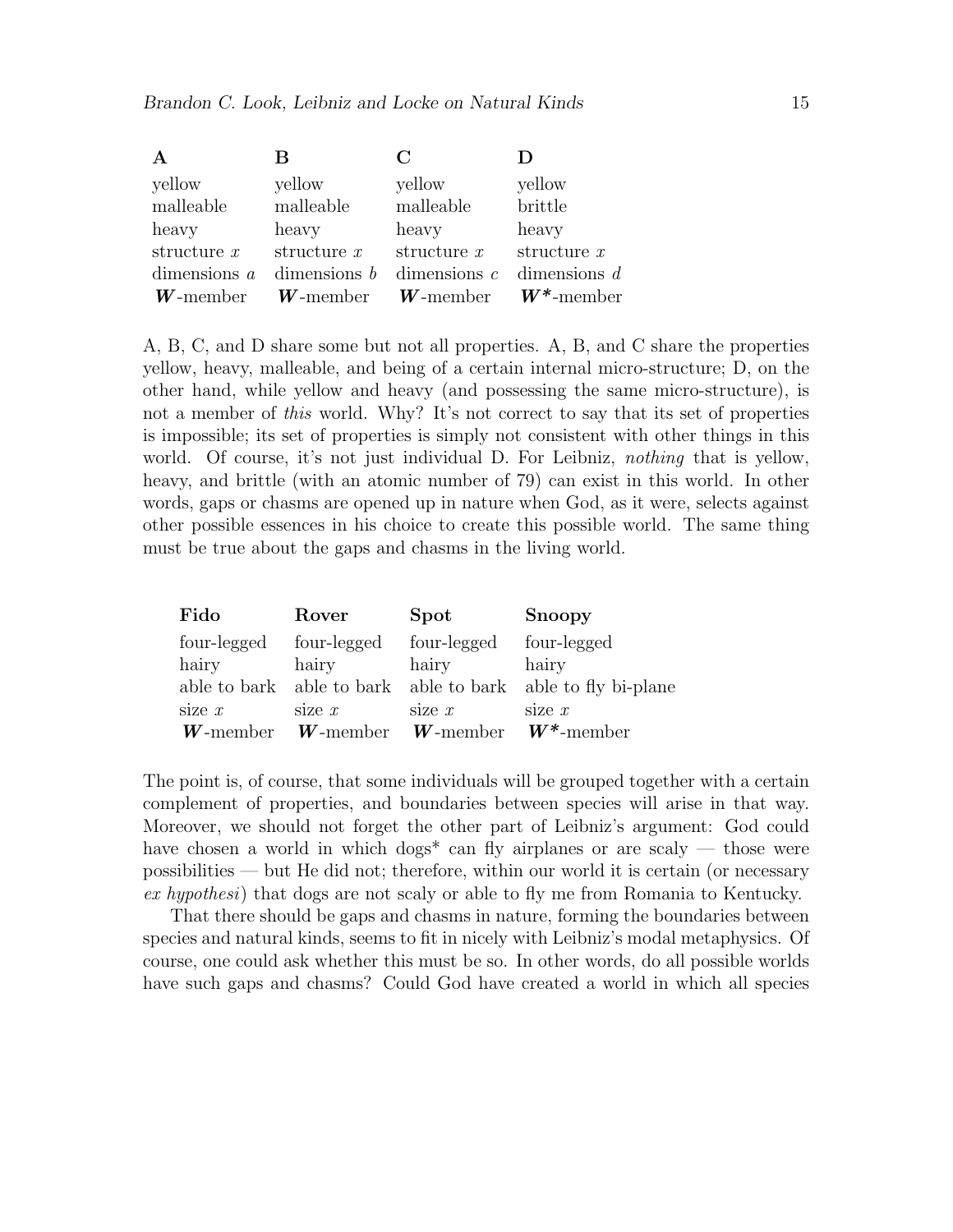| **A** | **B** | **C** | **D** |
|---|---|---|---|
| yellow | yellow | yellow | yellow |
| malleable | malleable | malleable | brittle |
| heavy | heavy | heavy | heavy |
| structure $x$ | structure $x$ | structure $x$ | structure $x$ |
| dimensions $a$ | dimensions $b$ | dimensions $c$ | dimensions $d$ |
| $\boldsymbol{W}$-member | $\boldsymbol{W}$-member | $\boldsymbol{W}$-member | $\boldsymbol{W}$*-member |

A, B, C, and D share some but not all properties. A, B, and C share the properties yellow, heavy, malleable, and being of a certain internal micro-structure; D, on the other hand, while yellow and heavy (and possessing the same micro-structure), is not a member of *this* world. Why? It's not correct to say that its set of properties is impossible; its set of properties is simply not consistent with other things in this world. Of course, it's not just individual D. For Leibniz, *nothing* that is yellow, heavy, and brittle (with an atomic number of 79) can exist in this world. In other words, gaps or chasms are opened up in nature when God, as it were, selects against other possible essences in his choice to create this possible world. The same thing must be true about the gaps and chasms in the living world.

| **Fido** | **Rover** | **Spot** | **Snoopy** |
|---|---|---|---|
| four-legged | four-legged | four-legged | four-legged |
| hairy | hairy | hairy | hairy |
| able to bark | able to bark | able to bark | able to fly bi-plane |
| size $x$ | size $x$ | size $x$ | size $x$ |
| $\boldsymbol{W}$-member | $\boldsymbol{W}$-member | $\boldsymbol{W}$-member | $\boldsymbol{W}$*-member |

The point is, of course, that some individuals will be grouped together with a certain complement of properties, and boundaries between species will arise in that way. Moreover, we should not forget the other part of Leibniz's argument: God could have chosen a world in which dogs* can fly airplanes or are scaly — those were possibilities — but He did not; therefore, within our world it is certain (or necessary *ex hypothesi*) that dogs are not scaly or able to fly me from Romania to Kentucky.

That there should be gaps and chasms in nature, forming the boundaries between species and natural kinds, seems to fit in nicely with Leibniz's modal metaphysics. Of course, one could ask whether this must be so. In other words, do all possible worlds have such gaps and chasms? Could God have created a world in which all species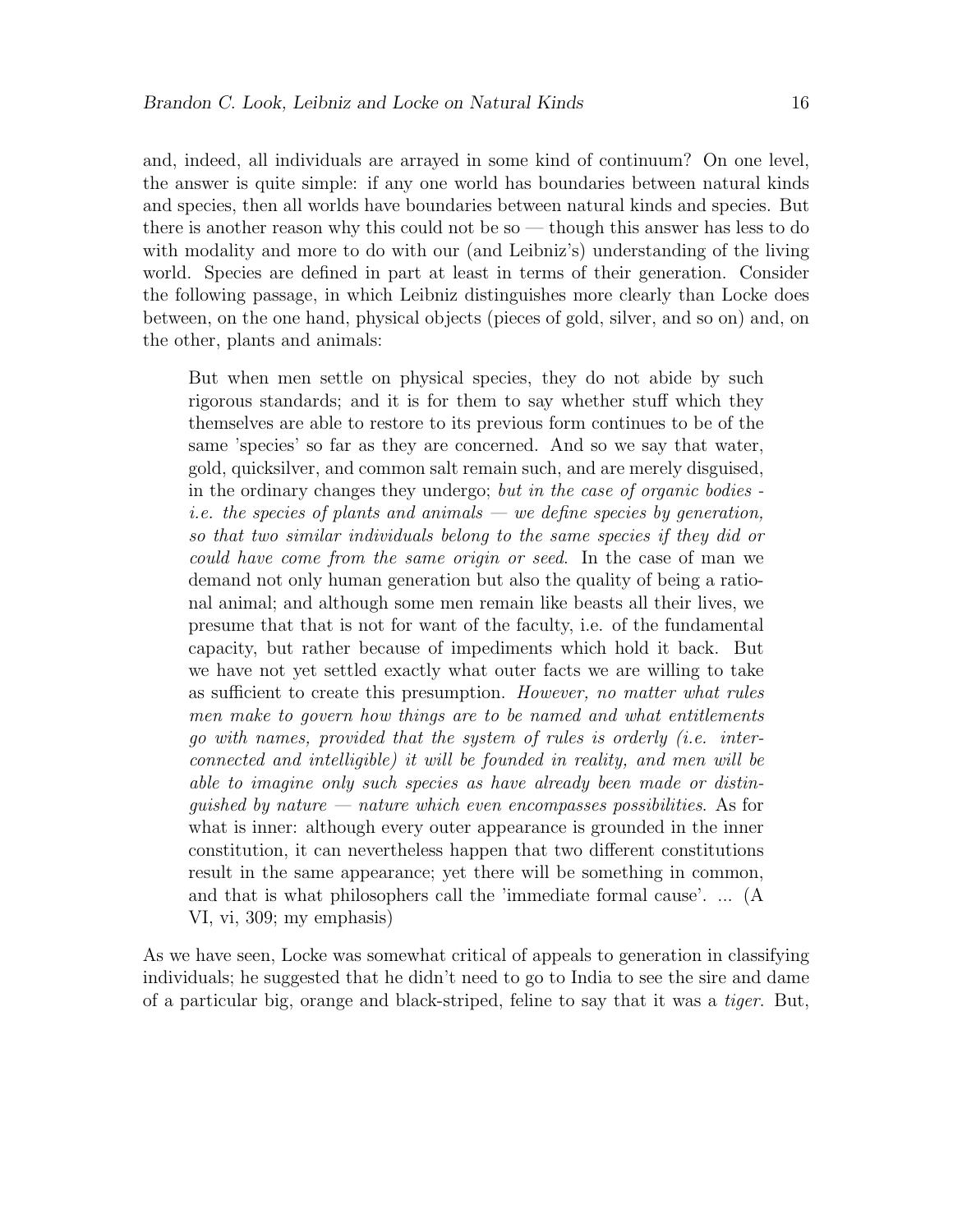and, indeed, all individuals are arrayed in some kind of continuum? On one level, the answer is quite simple: if any one world has boundaries between natural kinds and species, then all worlds have boundaries between natural kinds and species. But there is another reason why this could not be so — though this answer has less to do with modality and more to do with our (and Leibniz's) understanding of the living world. Species are defined in part at least in terms of their generation. Consider the following passage, in which Leibniz distinguishes more clearly than Locke does between, on the one hand, physical objects (pieces of gold, silver, and so on) and, on the other, plants and animals:

> But when men settle on physical species, they do not abide by such rigorous standards; and it is for them to say whether stuff which they themselves are able to restore to its previous form continues to be of the same 'species' so far as they are concerned. And so we say that water, gold, quicksilver, and common salt remain such, and are merely disguised, in the ordinary changes they undergo; *but in the case of organic bodies - i.e. the species of plants and animals — we define species by generation, so that two similar individuals belong to the same species if they did or could have come from the same origin or seed*. In the case of man we demand not only human generation but also the quality of being a rational animal; and although some men remain like beasts all their lives, we presume that that is not for want of the faculty, i.e. of the fundamental capacity, but rather because of impediments which hold it back. But we have not yet settled exactly what outer facts we are willing to take as sufficient to create this presumption. *However, no matter what rules men make to govern how things are to be named and what entitlements go with names, provided that the system of rules is orderly (i.e. interconnected and intelligible) it will be founded in reality, and men will be able to imagine only such species as have already been made or distinguished by nature — nature which even encompasses possibilities*. As for what is inner: although every outer appearance is grounded in the inner constitution, it can nevertheless happen that two different constitutions result in the same appearance; yet there will be something in common, and that is what philosophers call the 'immediate formal cause'. ... (A VI, vi, 309; my emphasis)

As we have seen, Locke was somewhat critical of appeals to generation in classifying individuals; he suggested that he didn't need to go to India to see the sire and dame of a particular big, orange and black-striped, feline to say that it was a *tiger*. But,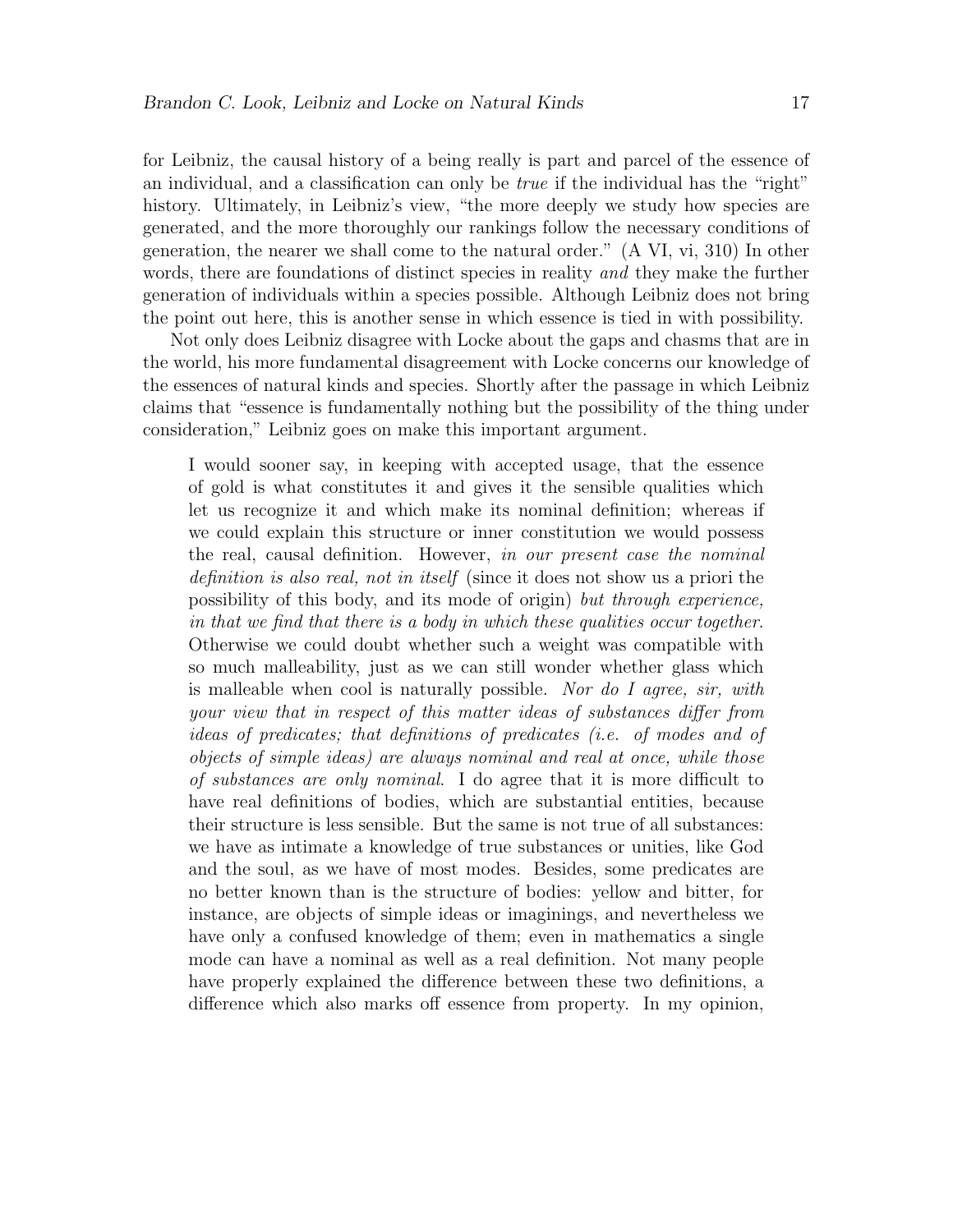for Leibniz, the causal history of a being really is part and parcel of the essence of an individual, and a classification can only be *true* if the individual has the "right" history. Ultimately, in Leibniz's view, "the more deeply we study how species are generated, and the more thoroughly our rankings follow the necessary conditions of generation, the nearer we shall come to the natural order." (A VI, vi, 310) In other words, there are foundations of distinct species in reality *and* they make the further generation of individuals within a species possible. Although Leibniz does not bring the point out here, this is another sense in which essence is tied in with possibility.

Not only does Leibniz disagree with Locke about the gaps and chasms that are in the world, his more fundamental disagreement with Locke concerns our knowledge of the essences of natural kinds and species. Shortly after the passage in which Leibniz claims that "essence is fundamentally nothing but the possibility of the thing under consideration," Leibniz goes on make this important argument.

> I would sooner say, in keeping with accepted usage, that the essence of gold is what constitutes it and gives it the sensible qualities which let us recognize it and which make its nominal definition; whereas if we could explain this structure or inner constitution we would possess the real, causal definition. However, *in our present case the nominal definition is also real, not in itself* (since it does not show us a priori the possibility of this body, and its mode of origin) *but through experience, in that we find that there is a body in which these qualities occur together.* Otherwise we could doubt whether such a weight was compatible with so much malleability, just as we can still wonder whether glass which is malleable when cool is naturally possible. *Nor do I agree, sir, with your view that in respect of this matter ideas of substances differ from ideas of predicates; that definitions of predicates (i.e. of modes and of objects of simple ideas) are always nominal and real at once, while those of substances are only nominal.* I do agree that it is more difficult to have real definitions of bodies, which are substantial entities, because their structure is less sensible. But the same is not true of all substances: we have as intimate a knowledge of true substances or unities, like God and the soul, as we have of most modes. Besides, some predicates are no better known than is the structure of bodies: yellow and bitter, for instance, are objects of simple ideas or imaginings, and nevertheless we have only a confused knowledge of them; even in mathematics a single mode can have a nominal as well as a real definition. Not many people have properly explained the difference between these two definitions, a difference which also marks off essence from property. In my opinion,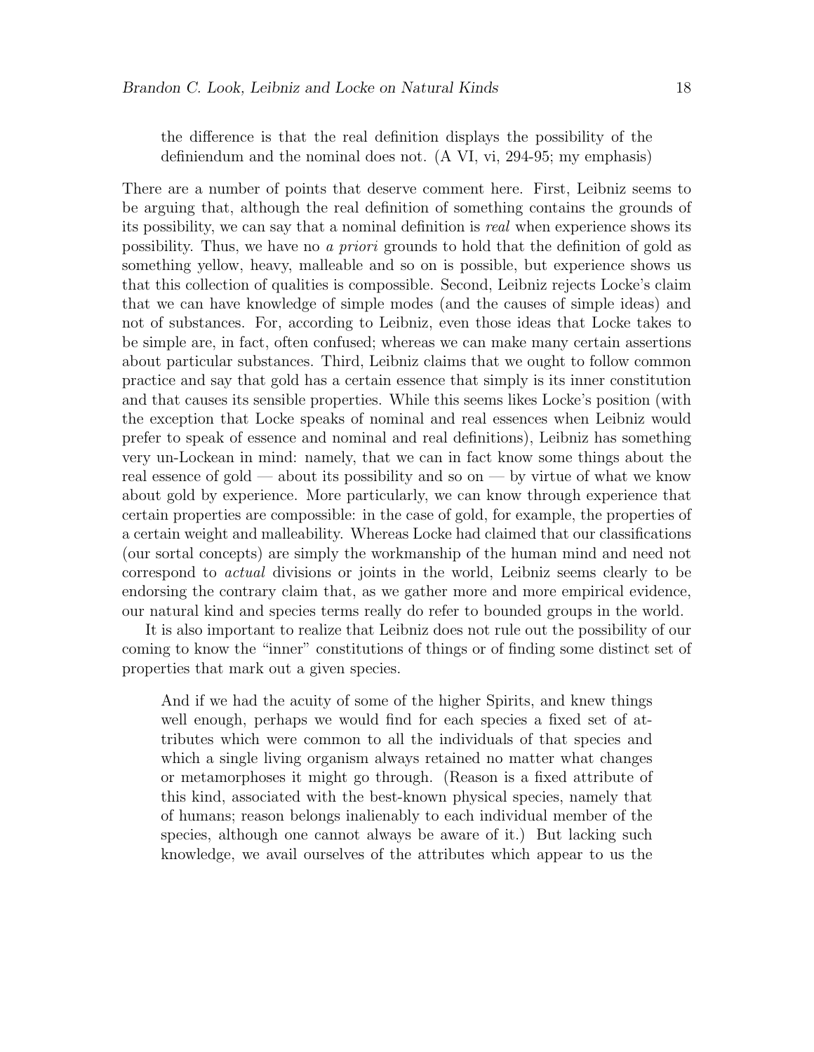> the difference is that the real definition displays the possibility of the definiendum and the nominal does not. (A VI, vi, 294-95; my emphasis)

There are a number of points that deserve comment here. First, Leibniz seems to be arguing that, although the real definition of something contains the grounds of its possibility, we can say that a nominal definition is *real* when experience shows its possibility. Thus, we have no *a priori* grounds to hold that the definition of gold as something yellow, heavy, malleable and so on is possible, but experience shows us that this collection of qualities is compossible. Second, Leibniz rejects Locke's claim that we can have knowledge of simple modes (and the causes of simple ideas) and not of substances. For, according to Leibniz, even those ideas that Locke takes to be simple are, in fact, often confused; whereas we can make many certain assertions about particular substances. Third, Leibniz claims that we ought to follow common practice and say that gold has a certain essence that simply is its inner constitution and that causes its sensible properties. While this seems likes Locke's position (with the exception that Locke speaks of nominal and real essences when Leibniz would prefer to speak of essence and nominal and real definitions), Leibniz has something very un-Lockean in mind: namely, that we can in fact know some things about the real essence of gold — about its possibility and so on — by virtue of what we know about gold by experience. More particularly, we can know through experience that certain properties are compossible: in the case of gold, for example, the properties of a certain weight and malleability. Whereas Locke had claimed that our classifications (our sortal concepts) are simply the workmanship of the human mind and need not correspond to *actual* divisions or joints in the world, Leibniz seems clearly to be endorsing the contrary claim that, as we gather more and more empirical evidence, our natural kind and species terms really do refer to bounded groups in the world.

It is also important to realize that Leibniz does not rule out the possibility of our coming to know the "inner" constitutions of things or of finding some distinct set of properties that mark out a given species.

> And if we had the acuity of some of the higher Spirits, and knew things well enough, perhaps we would find for each species a fixed set of attributes which were common to all the individuals of that species and which a single living organism always retained no matter what changes or metamorphoses it might go through. (Reason is a fixed attribute of this kind, associated with the best-known physical species, namely that of humans; reason belongs inalienably to each individual member of the species, although one cannot always be aware of it.) But lacking such knowledge, we avail ourselves of the attributes which appear to us the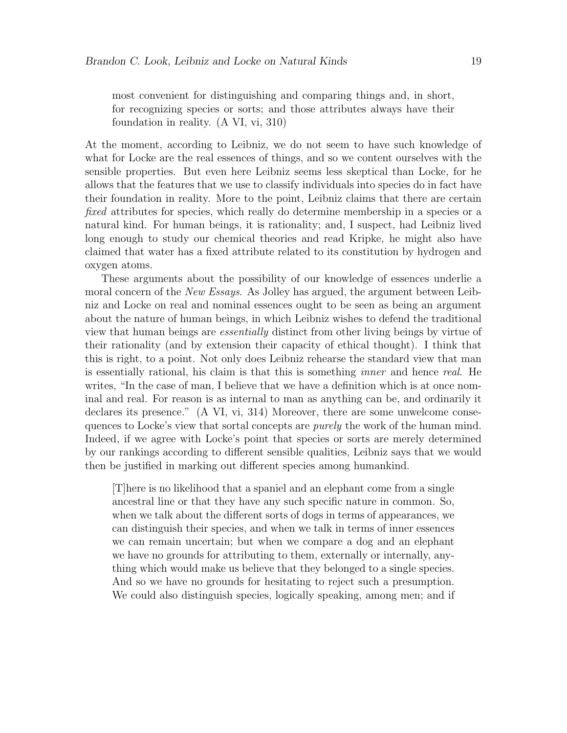> most convenient for distinguishing and comparing things and, in short, for recognizing species or sorts; and those attributes always have their foundation in reality. (A VI, vi, 310)

At the moment, according to Leibniz, we do not seem to have such knowledge of what for Locke are the real essences of things, and so we content ourselves with the sensible properties. But even here Leibniz seems less skeptical than Locke, for he allows that the features that we use to classify individuals into species do in fact have their foundation in reality. More to the point, Leibniz claims that there are certain *fixed* attributes for species, which really do determine membership in a species or a natural kind. For human beings, it is rationality; and, I suspect, had Leibniz lived long enough to study our chemical theories and read Kripke, he might also have claimed that water has a fixed attribute related to its constitution by hydrogen and oxygen atoms.

These arguments about the possibility of our knowledge of essences underlie a moral concern of the *New Essays*. As Jolley has argued, the argument between Leibniz and Locke on real and nominal essences ought to be seen as being an argument about the nature of human beings, in which Leibniz wishes to defend the traditional view that human beings are *essentially* distinct from other living beings by virtue of their rationality (and by extension their capacity of ethical thought). I think that this is right, to a point. Not only does Leibniz rehearse the standard view that man is essentially rational, his claim is that this is something *inner* and hence *real*. He writes, "In the case of man, I believe that we have a definition which is at once nominal and real. For reason is as internal to man as anything can be, and ordinarily it declares its presence." (A VI, vi, 314) Moreover, there are some unwelcome consequences to Locke's view that sortal concepts are *purely* the work of the human mind. Indeed, if we agree with Locke's point that species or sorts are merely determined by our rankings according to different sensible qualities, Leibniz says that we would then be justified in marking out different species among humankind.

> [T]here is no likelihood that a spaniel and an elephant come from a single ancestral line or that they have any such specific nature in common. So, when we talk about the different sorts of dogs in terms of appearances, we can distinguish their species, and when we talk in terms of inner essences we can remain uncertain; but when we compare a dog and an elephant we have no grounds for attributing to them, externally or internally, anything which would make us believe that they belonged to a single species. And so we have no grounds for hesitating to reject such a presumption. We could also distinguish species, logically speaking, among men; and if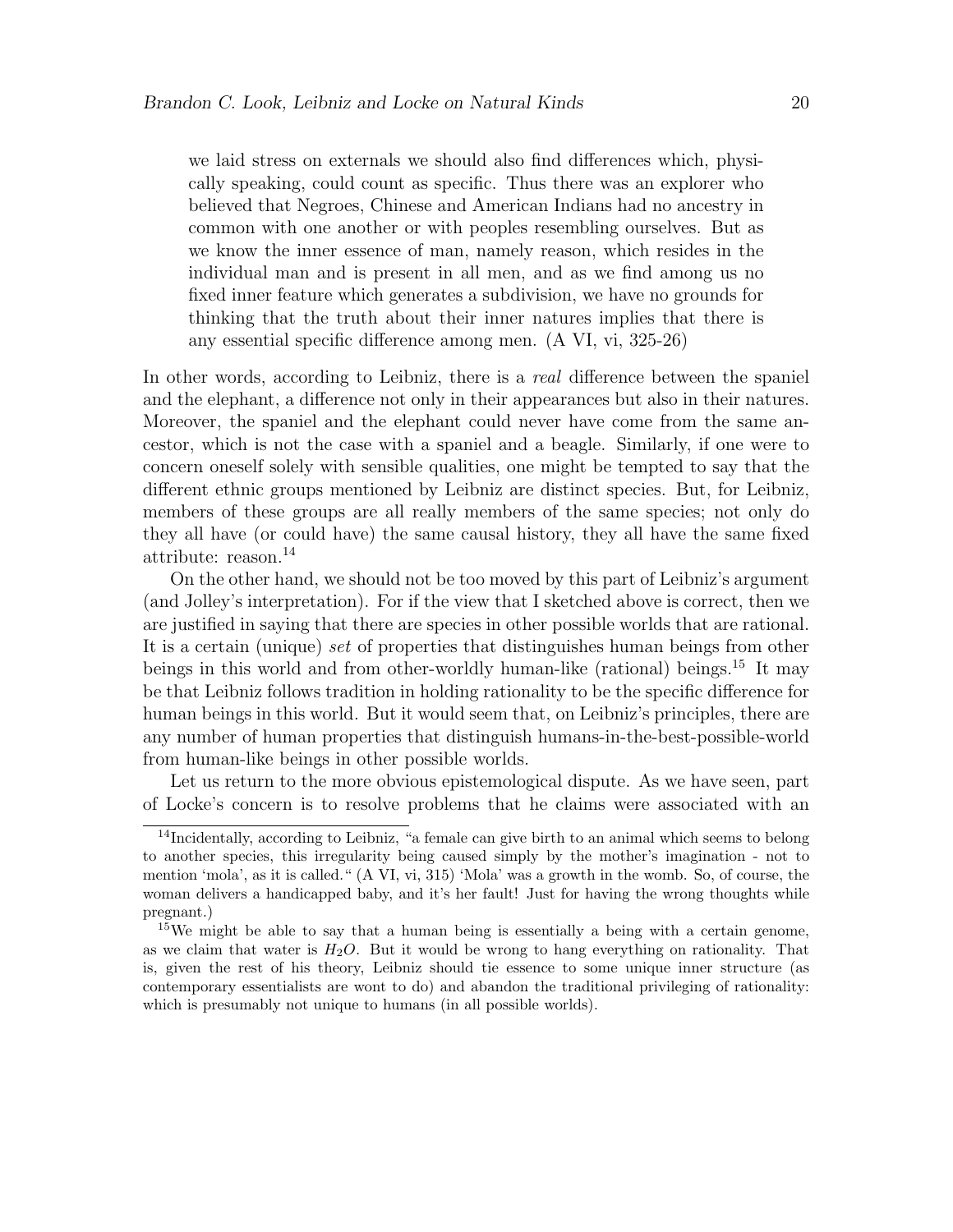> we laid stress on externals we should also find differences which, physically speaking, could count as specific. Thus there was an explorer who believed that Negroes, Chinese and American Indians had no ancestry in common with one another or with peoples resembling ourselves. But as we know the inner essence of man, namely reason, which resides in the individual man and is present in all men, and as we find among us no fixed inner feature which generates a subdivision, we have no grounds for thinking that the truth about their inner natures implies that there is any essential specific difference among men. (A VI, vi, 325-26)

In other words, according to Leibniz, there is a *real* difference between the spaniel and the elephant, a difference not only in their appearances but also in their natures. Moreover, the spaniel and the elephant could never have come from the same ancestor, which is not the case with a spaniel and a beagle. Similarly, if one were to concern oneself solely with sensible qualities, one might be tempted to say that the different ethnic groups mentioned by Leibniz are distinct species. But, for Leibniz, members of these groups are all really members of the same species; not only do they all have (or could have) the same causal history, they all have the same fixed attribute: reason.[14]

On the other hand, we should not be too moved by this part of Leibniz's argument (and Jolley's interpretation). For if the view that I sketched above is correct, then we are justified in saying that there are species in other possible worlds that are rational. It is a certain (unique) *set* of properties that distinguishes human beings from other beings in this world and from other-worldly human-like (rational) beings.[15] It may be that Leibniz follows tradition in holding rationality to be the specific difference for human beings in this world. But it would seem that, on Leibniz's principles, there are any number of human properties that distinguish humans-in-the-best-possible-world from human-like beings in other possible worlds.

Let us return to the more obvious epistemological dispute. As we have seen, part of Locke's concern is to resolve problems that he claims were associated with an

[14] Incidentally, according to Leibniz, "a female can give birth to an animal which seems to belong to another species, this irregularity being caused simply by the mother's imagination - not to mention 'mola', as it is called." (A VI, vi, 315) 'Mola' was a growth in the womb. So, of course, the woman delivers a handicapped baby, and it's her fault! Just for having the wrong thoughts while pregnant.)

[15] We might be able to say that a human being is essentially a being with a certain genome, as we claim that water is $H_2O$. But it would be wrong to hang everything on rationality. That is, given the rest of his theory, Leibniz should tie essence to some unique inner structure (as contemporary essentialists are wont to do) and abandon the traditional privileging of rationality: which is presumably not unique to humans (in all possible worlds).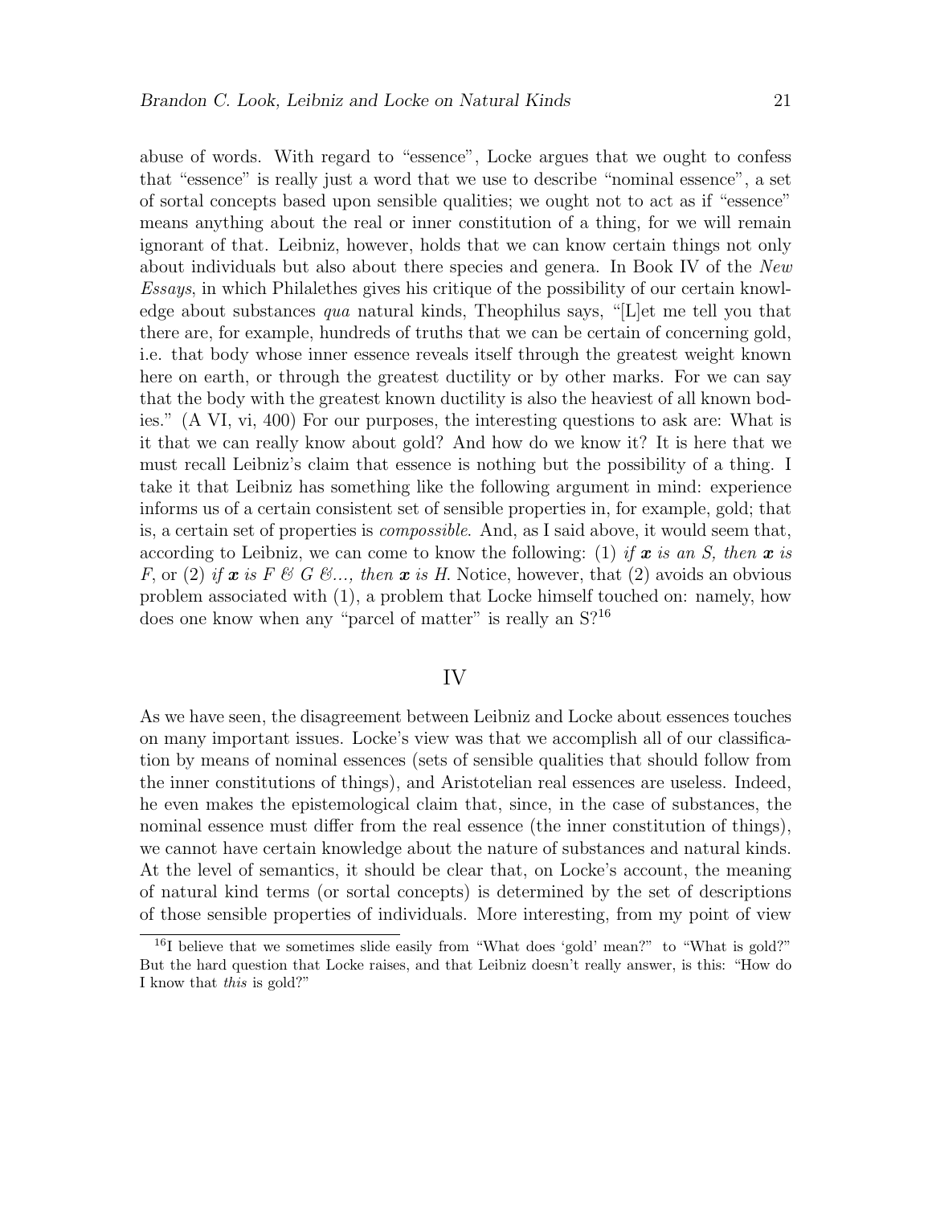abuse of words. With regard to "essence", Locke argues that we ought to confess that "essence" is really just a word that we use to describe "nominal essence", a set of sortal concepts based upon sensible qualities; we ought not to act as if "essence" means anything about the real or inner constitution of a thing, for we will remain ignorant of that. Leibniz, however, holds that we can know certain things not only about individuals but also about there species and genera. In Book IV of the *New Essays*, in which Philalethes gives his critique of the possibility of our certain knowledge about substances *qua* natural kinds, Theophilus says, "[L]et me tell you that there are, for example, hundreds of truths that we can be certain of concerning gold, i.e. that body whose inner essence reveals itself through the greatest weight known here on earth, or through the greatest ductility or by other marks. For we can say that the body with the greatest known ductility is also the heaviest of all known bodies." (A VI, vi, 400) For our purposes, the interesting questions to ask are: What is it that we can really know about gold? And how do we know it? It is here that we must recall Leibniz's claim that essence is nothing but the possibility of a thing. I take it that Leibniz has something like the following argument in mind: experience informs us of a certain consistent set of sensible properties in, for example, gold; that is, a certain set of properties is *compossible*. And, as I said above, it would seem that, according to Leibniz, we can come to know the following: (1) *if **x** is an S, then **x** is F*, or (2) *if **x** is F & G &..., then **x** is H.* Notice, however, that (2) avoids an obvious problem associated with (1), a problem that Locke himself touched on: namely, how does one know when any "parcel of matter" is really an S?[16]

## IV

As we have seen, the disagreement between Leibniz and Locke about essences touches on many important issues. Locke's view was that we accomplish all of our classification by means of nominal essences (sets of sensible qualities that should follow from the inner constitutions of things), and Aristotelian real essences are useless. Indeed, he even makes the epistemological claim that, since, in the case of substances, the nominal essence must differ from the real essence (the inner constitution of things), we cannot have certain knowledge about the nature of substances and natural kinds. At the level of semantics, it should be clear that, on Locke's account, the meaning of natural kind terms (or sortal concepts) is determined by the set of descriptions of those sensible properties of individuals. More interesting, from my point of view

[16] I believe that we sometimes slide easily from "What does 'gold' mean?" to "What is gold?" But the hard question that Locke raises, and that Leibniz doesn't really answer, is this: "How do I know that *this* is gold?"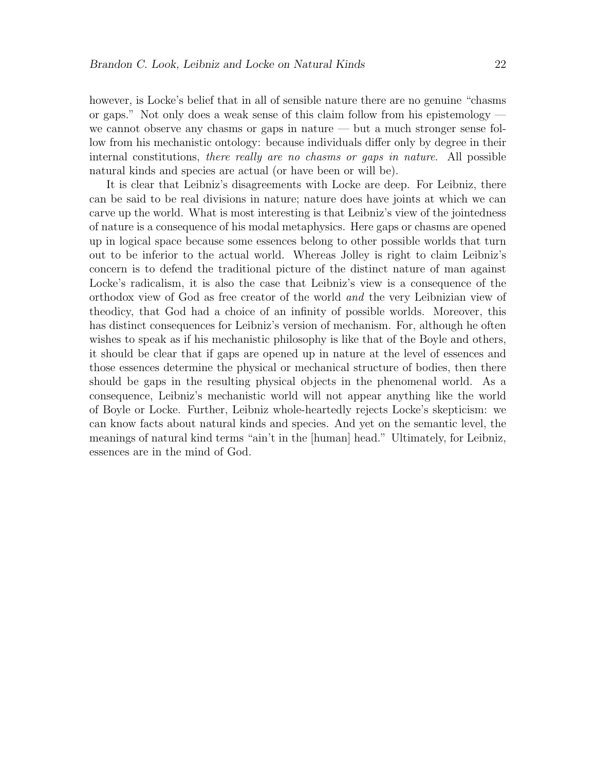however, is Locke's belief that in all of sensible nature there are no genuine "chasms or gaps." Not only does a weak sense of this claim follow from his epistemology — we cannot observe any chasms or gaps in nature — but a much stronger sense follow from his mechanistic ontology: because individuals differ only by degree in their internal constitutions, *there really are no chasms or gaps in nature*. All possible natural kinds and species are actual (or have been or will be).

It is clear that Leibniz's disagreements with Locke are deep. For Leibniz, there can be said to be real divisions in nature; nature does have joints at which we can carve up the world. What is most interesting is that Leibniz's view of the jointedness of nature is a consequence of his modal metaphysics. Here gaps or chasms are opened up in logical space because some essences belong to other possible worlds that turn out to be inferior to the actual world. Whereas Jolley is right to claim Leibniz's concern is to defend the traditional picture of the distinct nature of man against Locke's radicalism, it is also the case that Leibniz's view is a consequence of the orthodox view of God as free creator of the world *and* the very Leibnizian view of theodicy, that God had a choice of an infinity of possible worlds. Moreover, this has distinct consequences for Leibniz's version of mechanism. For, although he often wishes to speak as if his mechanistic philosophy is like that of the Boyle and others, it should be clear that if gaps are opened up in nature at the level of essences and those essences determine the physical or mechanical structure of bodies, then there should be gaps in the resulting physical objects in the phenomenal world. As a consequence, Leibniz's mechanistic world will not appear anything like the world of Boyle or Locke. Further, Leibniz whole-heartedly rejects Locke's skepticism: we can know facts about natural kinds and species. And yet on the semantic level, the meanings of natural kind terms "ain't in the [human] head." Ultimately, for Leibniz, essences are in the mind of God.